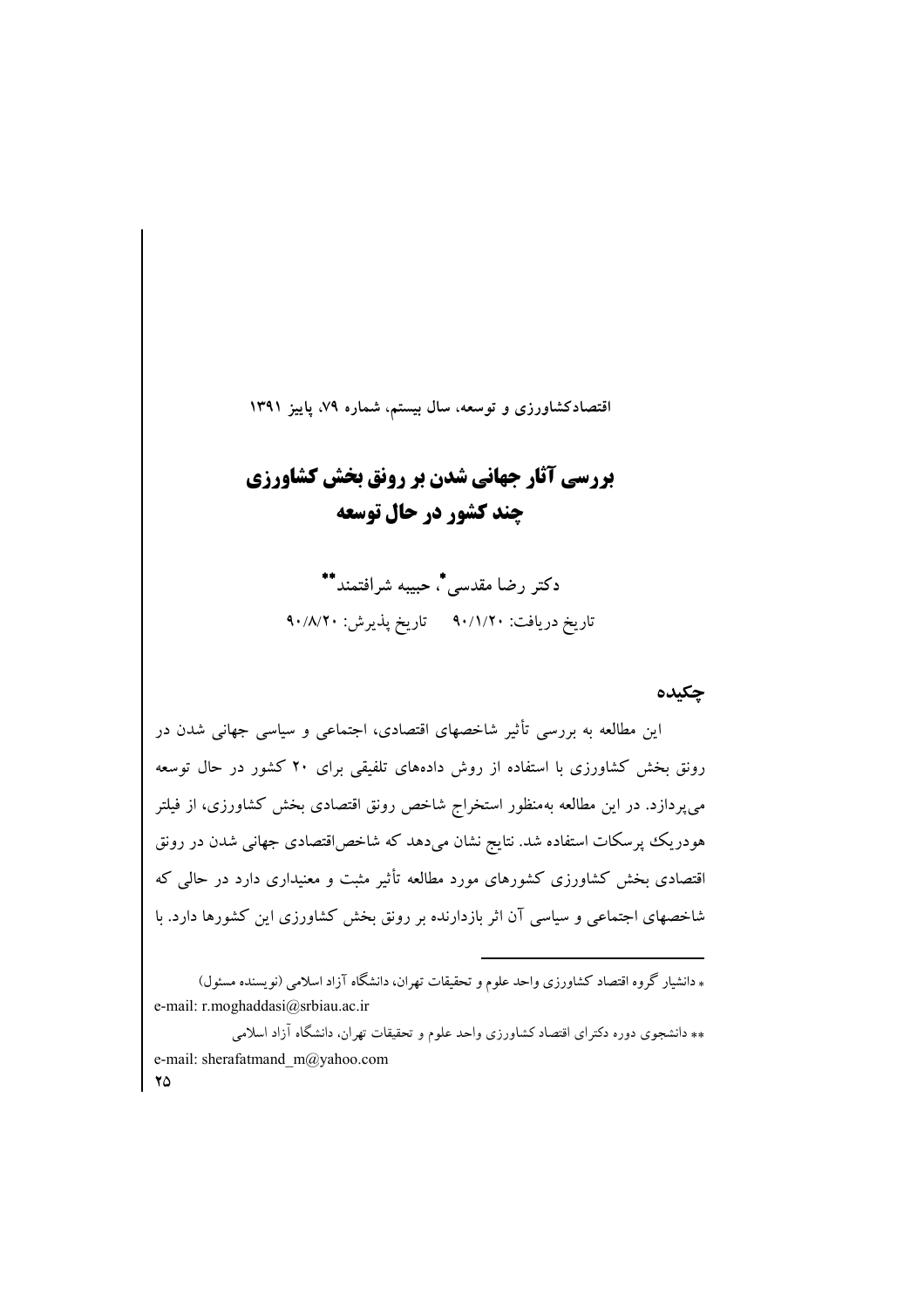اقتصادکشاورزی و توسعه، سال بیستم، شماره ۷۹، پاییز ۱۳۹۱

# بررسی آثار جهانی شدن بر رونق بخش کشاورزی چند کشور در حال توسعه

دکتر رضا مقدسی*، حبیبه شرافتمند**

تاریخ دریافت: ۹۰/۱/۲۰ تاریخ پذیرش: ۹۰/۸/۲۰

## چکیده

این مطالعه به بررسی تأثیر شاخصهای اقتصادی، اجتماعی و سیاسی جهانی شدن در رونق بخش کشاورزی با استفاده از روش دادههای تلفیقی برای ۲۰ کشور در حال توسعه میپردازد. در این مطالعه بهمنظور استخراج شاخص رونق اقتصادی بخش کشاورزی، از فیلتر هودریک پرسکات استفاده شد. نتایج نشان میدهد که شاخصاقتصادی جهانی شدن در رونق اقتصادی بخش کشاورزی کشورهای مورد مطالعه تأثیر مثبت و معنیداری دارد در حالی که شاخصهای اجتماعی و سیاسی آن اثر بازدارنده بر رونق بخش کشاورزی این کشورها دارد. با

---

* دانشیار گروه اقتصاد کشاورزی واحد علوم و تحقیقات تهران، دانشگاه آزاد اسلامی (نویسنده مسئول)
e-mail: r.moghaddasi@srbiau.ac.ir

** دانشجوی دوره دکترای اقتصاد کشاورزی واحد علوم و تحقیقات تهران، دانشگاه آزاد اسلامی
e-mail: sherafatmand_m@yahoo.com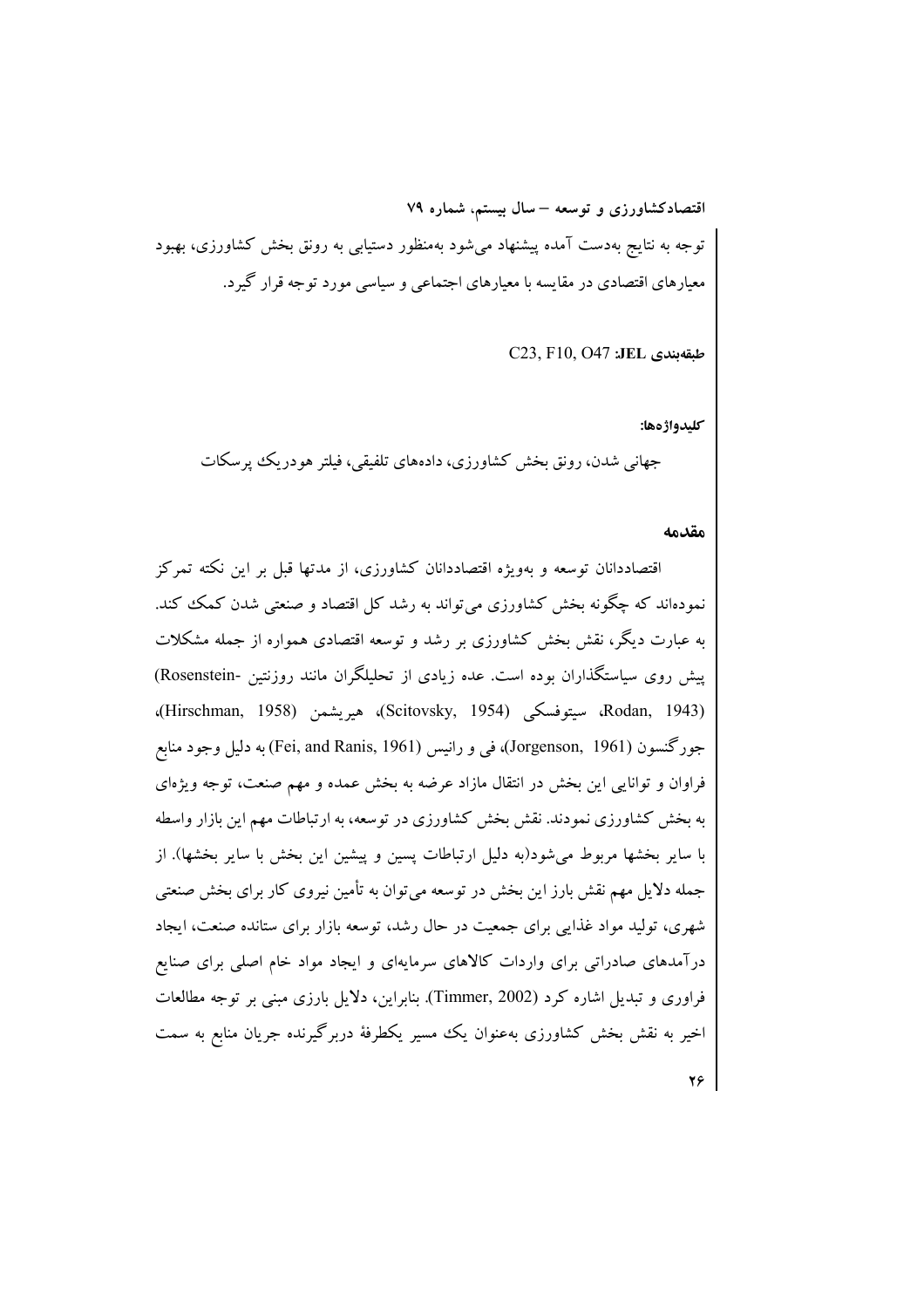توجه به نتایج به‌دست آمده پیشنهاد می‌شود به‌منظور دستیابی به رونق بخش کشاورزی، بهبود معیارهای اقتصادی در مقایسه با معیارهای اجتماعی و سیاسی مورد توجه قرار گیرد.

**طبقه‌بندی JEL:** C23, F10, O47

**کلیدواژه‌ها:**

جهانی شدن، رونق بخش کشاورزی، داده‌های تلفیقی، فیلتر هودریک پرسکات

## مقدمه

اقتصاددانان توسعه و به‌ویژه اقتصاددانان کشاورزی، از مدتها قبل بر این نکته تمرکز نموده‌اند که چگونه بخش کشاورزی می‌تواند به رشد کل اقتصاد و صنعتی شدن کمک کند. به عبارت دیگر، نقش بخش کشاورزی بر رشد و توسعه اقتصادی همواره از جمله مشکلات پیش روی سیاستگذاران بوده است. عده زیادی از تحلیلگران مانند روزنتین -Rosenstein) (Rodan, 1943، سیتوفسکی (Scitovsky, 1954)، هیریشمن (Hirschman, 1958)، جورگنسون (Jorgenson, 1961)، فی و رانیس (Fei, and Ranis, 1961) به دلیل وجود منابع فراوان و توانایی این بخش در انتقال مازاد عرضه به بخش عمده و مهم صنعت، توجه ویژه‌ای به بخش کشاورزی نمودند. نقش بخش کشاورزی در توسعه، به ارتباطات مهم این بازار واسطه با سایر بخشها مربوط می‌شود(به دلیل ارتباطات پسین و پیشین این بخش با سایر بخشها). از جمله دلایل مهم نقش بارز این بخش در توسعه می‌توان به تأمین نیروی کار برای بخش صنعتی شهری، تولید مواد غذایی برای جمعیت در حال رشد، توسعه بازار برای ستانده صنعت، ایجاد درآمدهای صادراتی برای واردات کالاهای سرمایه‌ای و ایجاد مواد خام اصلی برای صنایع فراوری و تبدیل اشاره کرد (Timmer, 2002). بنابراین، دلایل بارزی مبنی بر توجه مطالعات اخیر به نقش بخش کشاورزی به‌عنوان یک مسیر یکطرفهٔ دربرگیرنده جریان منابع به سمت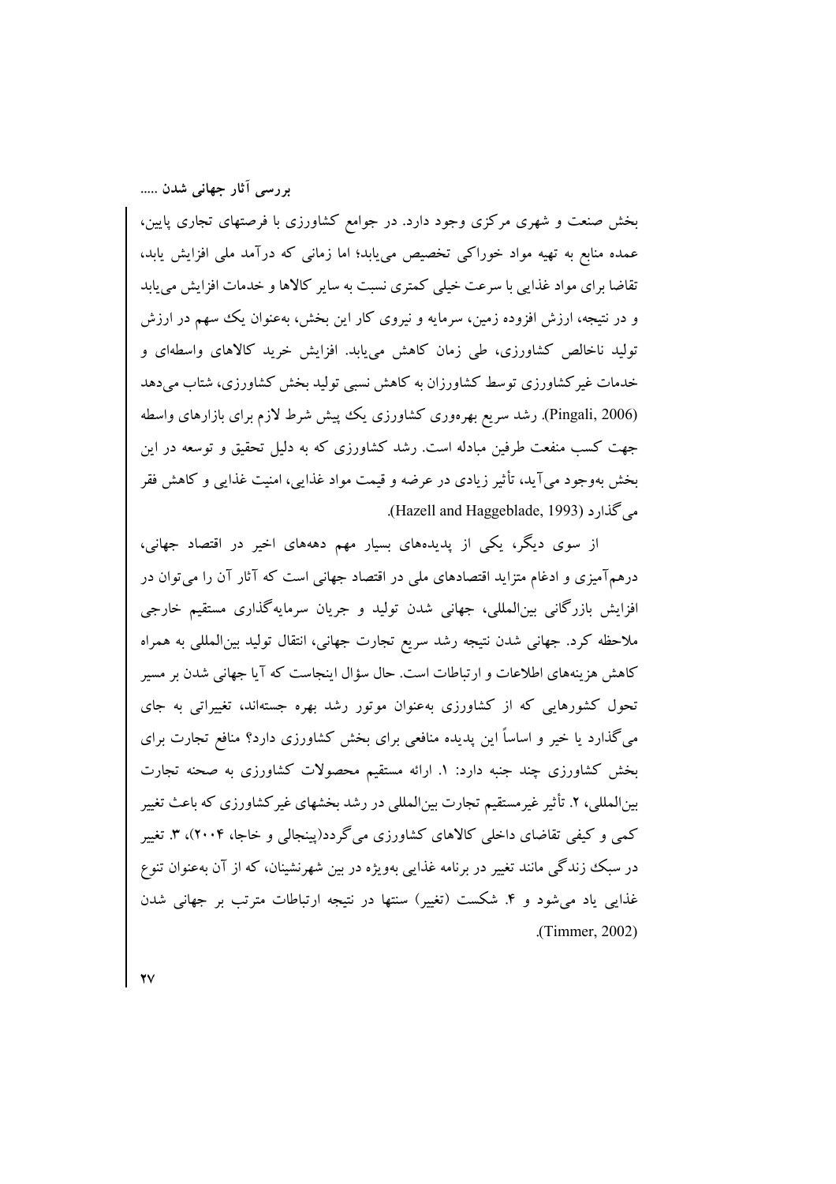بخش صنعت و شهری مرکزی وجود دارد. در جوامع کشاورزی با فرصتهای تجاری پایین، عمده منابع به تهیه مواد خوراکی تخصیص می‌یابد؛ اما زمانی که درآمد ملی افزایش یابد، تقاضا برای مواد غذایی با سرعت خیلی کمتری نسبت به سایر کالاها و خدمات افزایش می‌یابد و در نتیجه، ارزش افزوده زمین، سرمایه و نیروی کار این بخش، به‌عنوان یک سهم در ارزش تولید ناخالص کشاورزی، طی زمان کاهش می‌یابد. افزایش خرید کالاهای واسطه‌ای و خدمات غیرکشاورزی توسط کشاورزان به کاهش نسبی تولید بخش کشاورزی، شتاب می‌دهد (Pingali, 2006). رشد سریع بهره‌وری کشاورزی یک پیش شرط لازم برای بازارهای واسطه جهت کسب منفعت طرفین مبادله است. رشد کشاورزی که به دلیل تحقیق و توسعه در این بخش به‌وجود می‌آید، تأثیر زیادی در عرضه و قیمت مواد غذایی، امنیت غذایی و کاهش فقر می‌گذارد (Hazell and Haggeblade, 1993).

از سوی دیگر، یکی از پدیده‌های بسیار مهم دهه‌های اخیر در اقتصاد جهانی، درهم‌آمیزی و ادغام متزاید اقتصادهای ملی در اقتصاد جهانی است که آثار آن را می‌توان در افزایش بازرگانی بین‌المللی، جهانی شدن تولید و جریان سرمایه‌گذاری مستقیم خارجی ملاحظه کرد. جهانی شدن نتیجه رشد سریع تجارت جهانی، انتقال تولید بین‌المللی به همراه کاهش هزینه‌های اطلاعات و ارتباطات است. حال سؤال اینجاست که آیا جهانی شدن بر مسیر تحول کشورهایی که از کشاورزی به‌عنوان موتور رشد بهره جسته‌اند، تغییراتی به جای می‌گذارد یا خیر و اساساً این پدیده منافعی برای بخش کشاورزی دارد؟ منافع تجارت برای بخش کشاورزی چند جنبه دارد: ۱. ارائه مستقیم محصولات کشاورزی به صحنه تجارت بین‌المللی، ۲. تأثیر غیرمستقیم تجارت بین‌المللی در رشد بخشهای غیرکشاورزی که باعث تغییر کمی و کیفی تقاضای داخلی کالاهای کشاورزی می‌گردد(پینجالی و خاجا، ۲۰۰۴)، ۳. تغییر در سبک زندگی مانند تغییر در برنامه غذایی بویژه در بین شهرنشینان، که از آن به‌عنوان تنوع غذایی یاد می‌شود و ۴. شکست (تغییر) سنتها در نتیجه ارتباطات مترتب بر جهانی شدن (Timmer, 2002).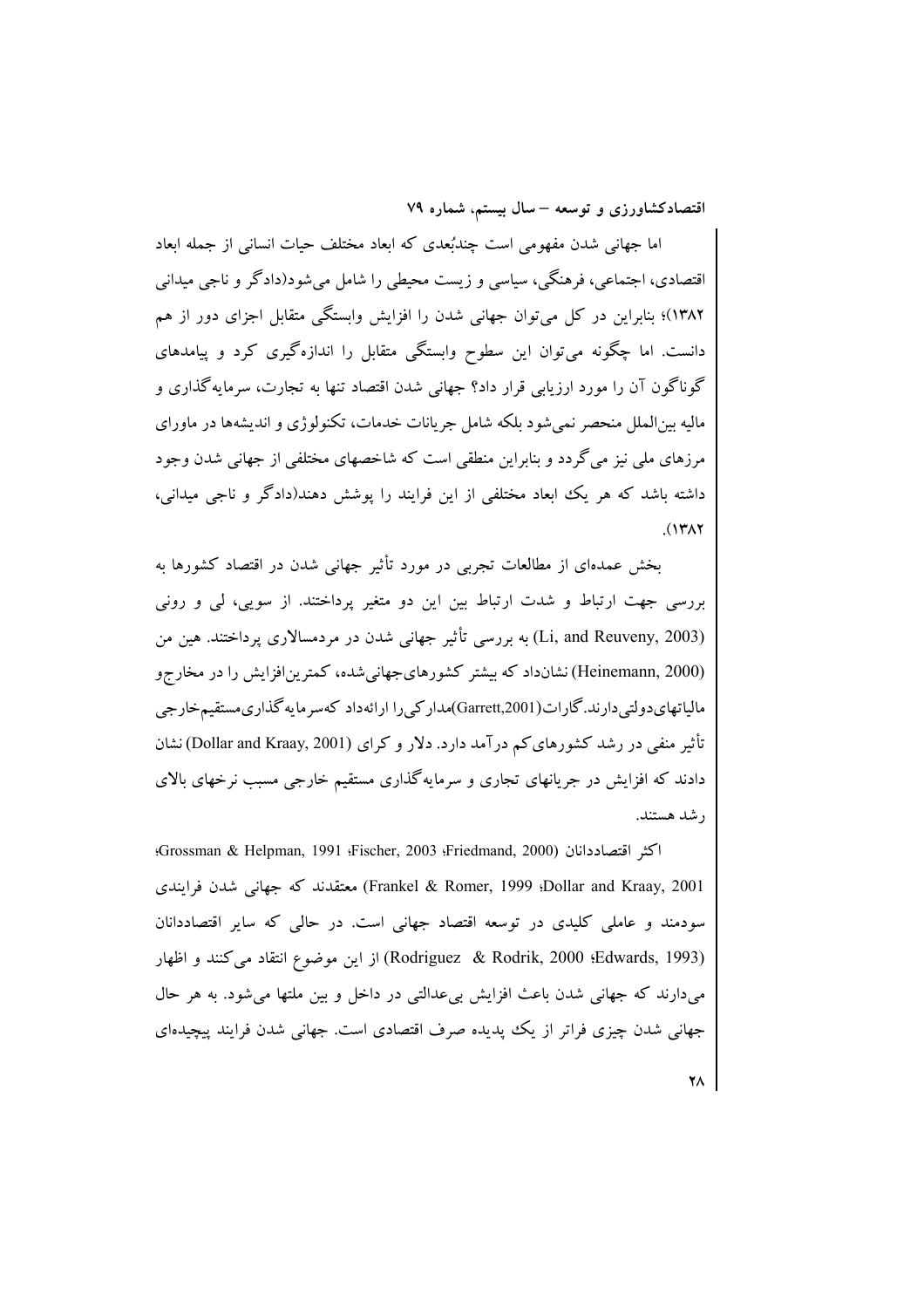اما جهانی شدن مفهومی است چندبُعدی که ابعاد مختلف حیات انسانی از جمله ابعاد اقتصادی، اجتماعی، فرهنگی، سیاسی و زیست محیطی را شامل می‌شود(دادگر و ناجی میدانی ۱۳۸۲)؛ بنابراین در کل می‌توان جهانی شدن را افزایش وابستگی متقابل اجزای دور از هم دانست. اما چگونه می‌توان این سطوح وابستگی متقابل را اندازه‌گیری کرد و پیامدهای گوناگون آن را مورد ارزیابی قرار داد؟ جهانی شدن اقتصاد تنها به تجارت، سرمایه‌گذاری و مالیه بین‌الملل منحصر نمی‌شود بلکه شامل جریانات خدمات، تکنولوژی و اندیشه‌ها در ماورای مرزهای ملی نیز می‌گردد و بنابراین منطقی است که شاخصهای مختلفی از جهانی شدن وجود داشته باشد که هر یک ابعاد مختلفی از این فرایند را پوشش دهند(دادگر و ناجی میدانی، ۱۳۸۲).

بخش عمده‌ای از مطالعات تجربی در مورد تأثیر جهانی شدن در اقتصاد کشورها به بررسی جهت ارتباط و شدت ارتباط بین این دو متغیر پرداختند. از سویی، لی و رونی (Li, and Reuveny, 2003) به بررسی تأثیر جهانی شدن در مردمسالاری پرداختند. هین من (Heinemann, 2000) نشان‌داد که بیشتر کشورهای‌جهانی‌شده، کمترین‌افزایش را در مخارج‌و مالیاتهای‌دولتی‌دارند. گارات(Garrett,2001)مدارکی‌را ارائه‌داد که‌سرمایه‌گذاری‌مستقیم‌خارجی تأثیر منفی در رشد کشورهای‌کم درآمد دارد. دلار و کرای (Dollar and Kraay, 2001) نشان دادند که افزایش در جریانهای تجاری و سرمایه‌گذاری مستقیم خارجی مسبب نرخهای بالای رشد هستند.

اکثر اقتصاددانان (Grossman & Helpman, 1991؛ Fischer, 2003؛ Friedmand, 2000؛ Frankel & Romer, 1999؛ Dollar and Kraay, 2001) معتقدند که جهانی شدن فرایندی سودمند و عاملی کلیدی در توسعه اقتصاد جهانی است. در حالی که سایر اقتصاددانان (Rodriguez & Rodrik, 2000؛ Edwards, 1993) از این موضوع انتقاد می‌کنند و اظهار می‌دارند که جهانی شدن باعث افزایش بی‌عدالتی در داخل و بین ملتها می‌شود. به هر حال جهانی شدن چیزی فراتر از یک پدیده صرف اقتصادی است. جهانی شدن فرایند پیچیده‌ای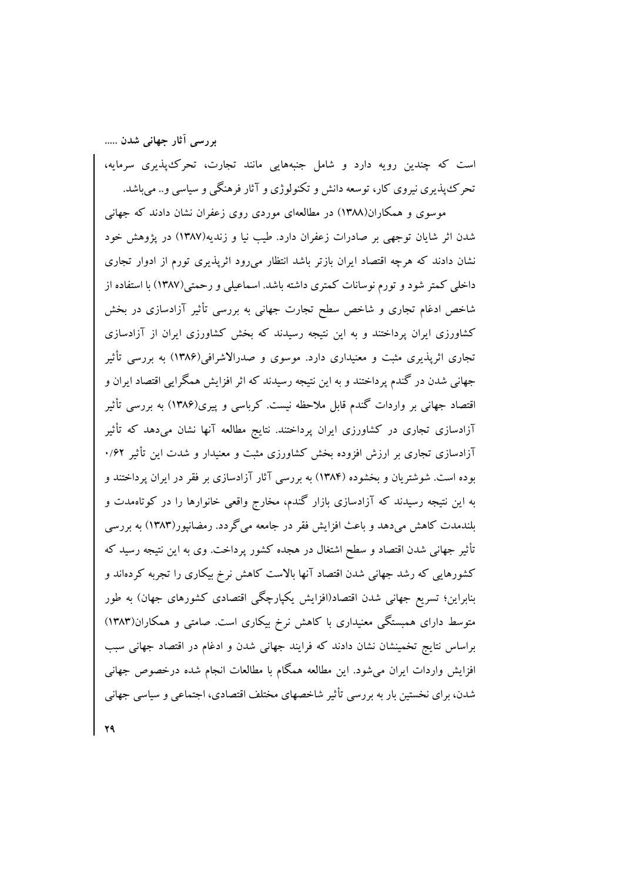است که چندین رویه دارد و شامل جنبه‌هایی مانند تجارت، تحرک‌پذیری سرمایه، تحرک‌پذیری نیروی کار، توسعه دانش و تکنولوژی و آثار فرهنگی و سیاسی و.. می‌باشد.

موسوی و همکاران(۱۳۸۸) در مطالعه‌ای موردی روی زعفران نشان دادند که جهانی شدن اثر شایان توجهی بر صادرات زعفران دارد. طیب نیا و زندیه(۱۳۸۷) در پژوهش خود نشان دادند که هرچه اقتصاد ایران بازتر باشد انتظار می‌رود اثرپذیری تورم از ادوار تجاری داخلی کمتر شود و تورم نوسانات کمتری داشته باشد. اسماعیلی و رحمتی(۱۳۸۷) با استفاده از شاخص ادغام تجاری و شاخص سطح تجارت جهانی به بررسی تأثیر آزادسازی در بخش کشاورزی ایران پرداختند و به این نتیجه رسیدند که بخش کشاورزی ایران از آزادسازی تجاری اثرپذیری مثبت و معنیداری دارد. موسوی و صدرالاشرافی(۱۳۸۶) به بررسی تأثیر جهانی شدن در گندم پرداختند و به این نتیجه رسیدند که اثر افزایش همگرایی اقتصاد ایران و اقتصاد جهانی بر واردات گندم قابل ملاحظه نیست. کرباسی و پیری(۱۳۸۶) به بررسی تأثیر آزادسازی تجاری در کشاورزی ایران پرداختند. نتایج مطالعه آنها نشان می‌دهد که تأثیر آزادسازی تجاری بر ارزش افزوده بخش کشاورزی مثبت و معنیدار و شدت این تأثیر ۰/۶۲ بوده است. شوشتریان و بخشوده (۱۳۸۴) به بررسی آثار آزادسازی بر فقر در ایران پرداختند و به این نتیجه رسیدند که آزادسازی بازار گندم، مخارج واقعی خانوارها را در کوتاه‌مدت و بلندمدت کاهش می‌دهد و باعث افزایش فقر در جامعه می‌گردد. رمضانپور(۱۳۸۳) به بررسی تأثیر جهانی شدن اقتصاد و سطح اشتغال در هجده کشور پرداخت. وی به این نتیجه رسید که کشورهایی که رشد جهانی شدن اقتصاد آنها بالاست کاهش نرخ بیکاری را تجربه کرده‌اند و بنابراین؛ تسریع جهانی شدن اقتصاد(افزایش یکپارچگی اقتصادی کشورهای جهان) به طور متوسط دارای همبستگی معنیداری با کاهش نرخ بیکاری است. صامتی و همکاران(۱۳۸۳) براساس نتایج تخمینشان نشان دادند که فرایند جهانی شدن و ادغام در اقتصاد جهانی سبب افزایش واردات ایران می‌شود. این مطالعه همگام با مطالعات انجام شده درخصوص جهانی شدن، برای نخستین بار به بررسی تأثیر شاخصهای مختلف اقتصادی، اجتماعی و سیاسی جهانی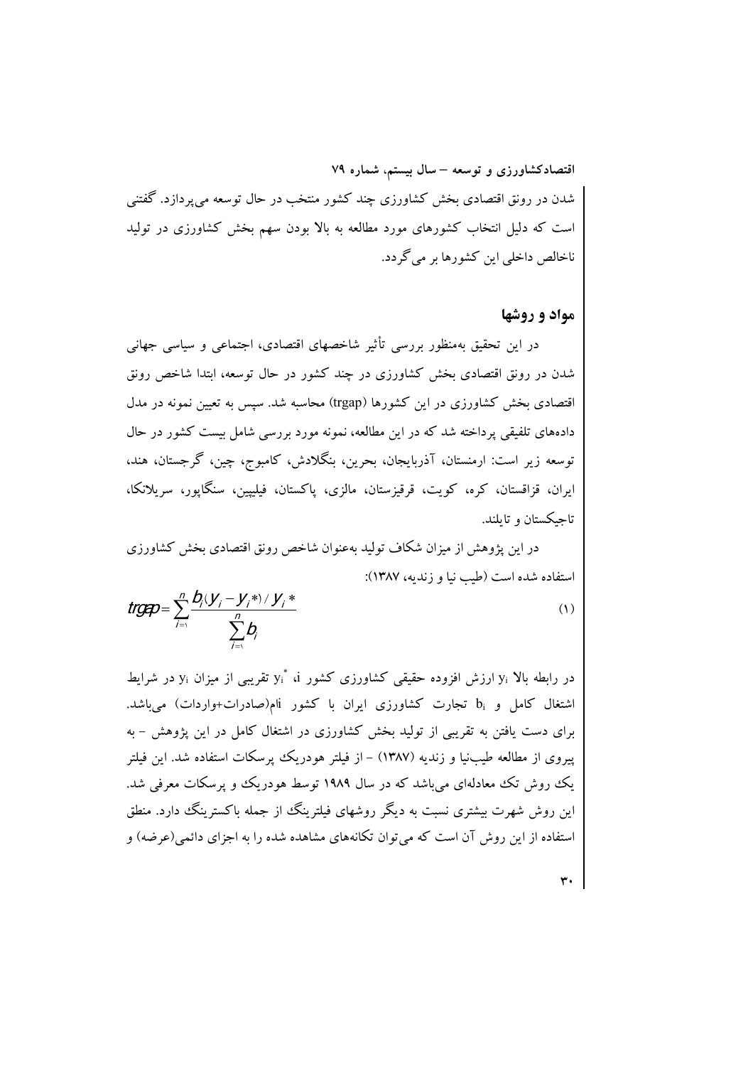شدن در رونق اقتصادی بخش کشاورزی چند کشور منتخب در حال توسعه می‌پردازد. گفتنی است که دلیل انتخاب کشورهای مورد مطالعه به بالا بودن سهم بخش کشاورزی در تولید ناخالص داخلی این کشورها بر می‌گردد.

## مواد و روشها

در این تحقیق به‌منظور بررسی تأثیر شاخصهای اقتصادی، اجتماعی و سیاسی جهانی شدن در رونق اقتصادی بخش کشاورزی در چند کشور در حال توسعه، ابتدا شاخص رونق اقتصادی بخش کشاورزی در این کشورها (trgap) محاسبه شد. سپس به تعیین نمونه در مدل داده‌های تلفیقی پرداخته شد که در این مطالعه، نمونه مورد بررسی شامل بیست کشور در حال توسعه زیر است: ارمنستان، آذربایجان، بحرین، بنگلادش، کامبوج، چین، گرجستان، هند، ایران، قزاقستان، کره، کویت، قرقیزستان، مالزی، پاکستان، فیلیپین، سنگاپور، سریلانکا، تاجیکستان و تایلند.

در این پژوهش از میزان شکاف تولید به‌عنوان شاخص رونق اقتصادی بخش کشاورزی استفاده شده است (طیب نیا و زندیه، ۱۳۸۷):

$$trgap = \sum_{i=1}^{n} \frac{b_i (y_i - y_i^*) / y_i^*}{\sum_{i=1}^{n} b_i} \qquad (1)$$

در رابطه بالا $y_i$ ارزش افزوده حقیقی کشاورزی کشور i، $y_i^*$ تقریبی از میزان $y_i$ در شرایط اشتغال کامل و $b_i$ تجارت کشاورزی ایران با کشور iام(صادرات+واردات) می‌باشد. برای دست یافتن به تقریبی از تولید بخش کشاورزی در اشتغال کامل در این پژوهش - به پیروی از مطالعه طیب‌نیا و زندیه (۱۳۸۷) - از فیلتر هودریک پرسکات استفاده شد. این فیلتر یک روش تک معادله‌ای می‌باشد که در سال ۱۹۸۹ توسط هودریک و پرسکات معرفی شد. این روش شهرت بیشتری نسبت به دیگر روشهای فیلترینگ از جمله باکسترینگ دارد. منطق استفاده از این روش آن است که می‌توان تکانه‌های مشاهده شده را به اجزای دائمی(عرضه) و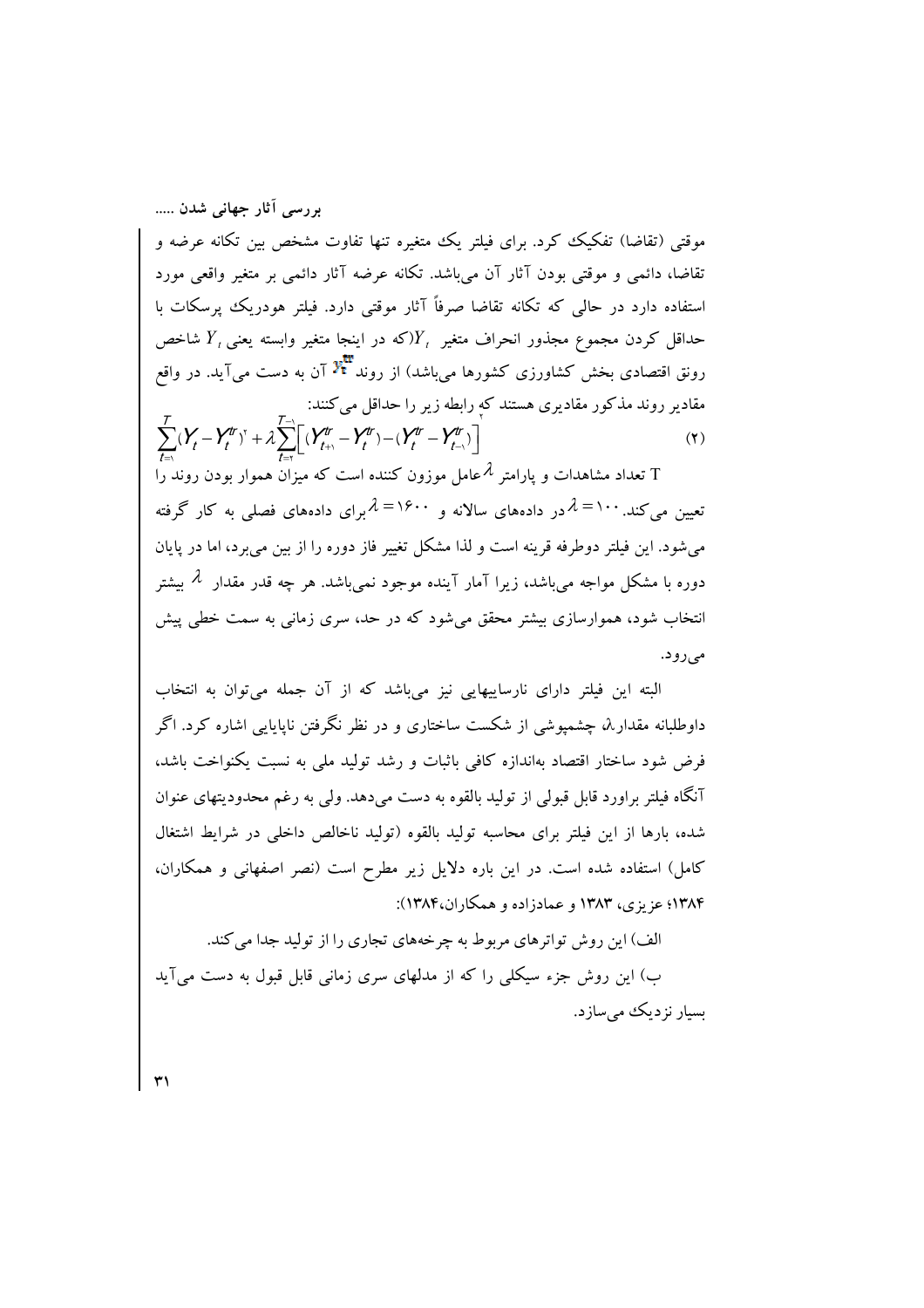موقتی (تقاضا) تفکیک کرد. برای فیلتر یک متغیره تنها تفاوت مشخص بین تکانه عرضه و تقاضا، دائمی و موقتی بودن آثار آن می‌باشد. تکانه عرضه آثار دائمی بر متغیر واقعی مورد استفاده دارد در حالی که تکانه تقاضا صرفاً آثار موقتی دارد. فیلتر هودریک پرسکات با حداقل کردن مجموع مجذور انحراف متغیر $Y_t$(که در اینجا متغیر وابسته یعنی $Y_t$ شاخص رونق اقتصادی بخش کشاورزی کشورها می‌باشد) از روند $Y_t^{tr}$ آن به دست می‌آید. در واقع مقادیر روند مذکور مقادیری هستند که رابطه زیر را حداقل می‌کنند:

$$\sum_{t=1}^{T}(Y_t - Y_t^{tr})^2 + \lambda \sum_{t=2}^{T-1}\left[(Y_{t+1}^{tr} - Y_t^{tr}) - (Y_t^{tr} - Y_{t-1}^{tr})\right]^2 \qquad (2)$$

T تعداد مشاهدات و پارامتر $\lambda$ عامل موزون کننده است که میزان هموار بودن روند را تعیین می‌کند. $\lambda = 100$ در داده‌های سالانه و $\lambda = 1600$ برای داده‌های فصلی به کار گرفته می‌شود. این فیلتر دوطرفه قرینه است و لذا مشکل تغییر فاز دوره را از بین می‌برد، اما در پایان دوره با مشکل مواجه می‌باشد، زیرا آمار آینده موجود نمی‌باشد. هر چه قدر مقدار $\lambda$ بیشتر انتخاب شود، هموارسازی بیشتر محقق می‌شود که در حد، سری زمانی به سمت خطی پیش می‌رود.

البته این فیلتر دارای نارساییهایی نیز می‌باشد که از آن جمله می‌توان به انتخاب داوطلبانه مقدار $\lambda$، چشمپوشی از شکست ساختاری و در نظر نگرفتن ناپایایی اشاره کرد. اگر فرض شود ساختار اقتصاد به‌اندازه کافی باثبات و رشد تولید ملی به نسبت یکنواخت باشد، آنگاه فیلتر براورد قابل قبولی از تولید بالقوه به دست می‌دهد. ولی به رغم محدودیتهای عنوان شده، بارها از این فیلتر برای محاسبه تولید بالقوه (تولید ناخالص داخلی در شرایط اشتغال کامل) استفاده شده است. در این باره دلایل زیر مطرح است (نصر اصفهانی و همکاران، ۱۳۸۴؛ عزیزی، ۱۳۸۳ و عمادزاده و همکاران،۱۳۸۴):

الف) این روش تواترهای مربوط به چرخه‌های تجاری را از تولید جدا می‌کند.

ب) این روش جزء سیکلی را که از مدلهای سری زمانی قابل قبول به دست می‌آید بسیار نزدیک می‌سازد.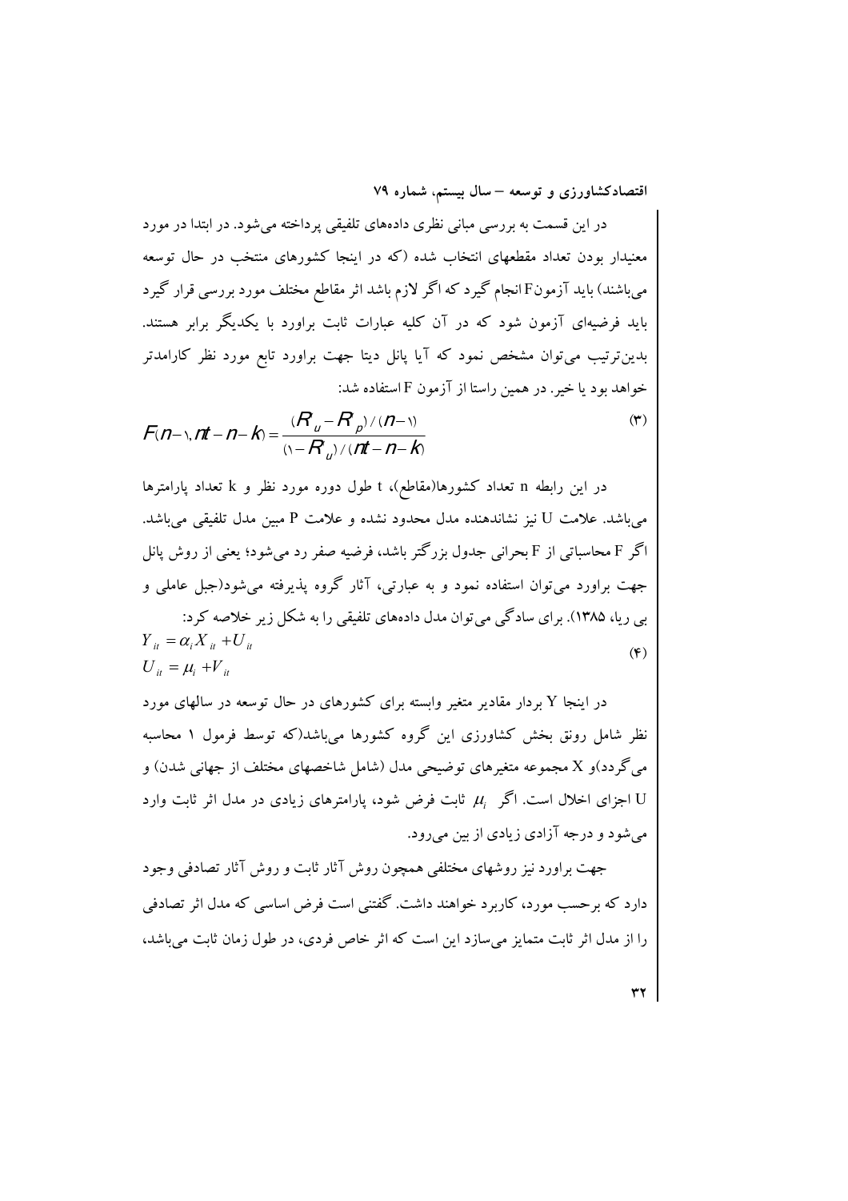در این قسمت به بررسی مبانی نظری داده‌های تلفیقی پرداخته می‌شود. در ابتدا در مورد معنیدار بودن تعداد مقطعهای انتخاب شده (که در اینجا کشورهای منتخب در حال توسعه می‌باشند) باید آزمون F انجام گیرد که اگر لازم باشد اثر مقاطع مختلف مورد بررسی قرار گیرد باید فرضیه‌ای آزمون شود که در آن کلیه عبارات ثابت براورد با یکدیگر برابر هستند. بدین‌ترتیب می‌توان مشخص نمود که آیا پانل دیتا جهت براورد تابع مورد نظر کارامدتر خواهد بود یا خیر. در همین راستا از آزمون F استفاده شد:

$$F(n-1, nt-n-k) = \frac{(R_u - R_p)/(n-1)}{(1-R_u)/(nt-n-k)} \tag{3}$$

در این رابطه n تعداد کشورها(مقاطع)، t طول دوره مورد نظر و k تعداد پارامترها می‌باشد. علامت U نیز نشاندهنده مدل محدود نشده و علامت P مبین مدل تلفیقی می‌باشد. اگر F محاسباتی از F بحرانی جدول بزرگتر باشد، فرضیه صفر رد می‌شود؛ یعنی از روش پانل جهت براورد می‌توان استفاده نمود و به عبارتی، آثار گروه پذیرفته می‌شود(جبل عاملی و بی ریا، ۱۳۸۵). برای سادگی می‌توان مدل داده‌های تلفیقی را به شکل زیر خلاصه کرد:

$$\begin{aligned} Y_{it} &= \alpha_i X_{it} + U_{it} \\ U_{it} &= \mu_i + V_{it} \end{aligned} \tag{4}$$

در اینجا Y بردار مقادیر متغیر وابسته برای کشورهای در حال توسعه در سالهای مورد نظر شامل رونق بخش کشاورزی این گروه کشورها می‌باشد(که توسط فرمول ۱ محاسبه می‌گردد)و X مجموعه متغیرهای توضیحی مدل (شامل شاخصهای مختلف از جهانی شدن) و U اجزای اخلال است. اگر $\mu_i$ ثابت فرض شود، پارامترهای زیادی در مدل اثر ثابت وارد می‌شود و درجه آزادی زیادی از بین می‌رود.

جهت براورد نیز روشهای مختلفی همچون روش آثار ثابت و روش آثار تصادفی وجود دارد که برحسب مورد، کاربرد خواهند داشت. گفتنی است فرض اساسی که مدل اثر تصادفی را از مدل اثر ثابت متمایز می‌سازد این است که اثر خاص فردی، در طول زمان ثابت می‌باشد،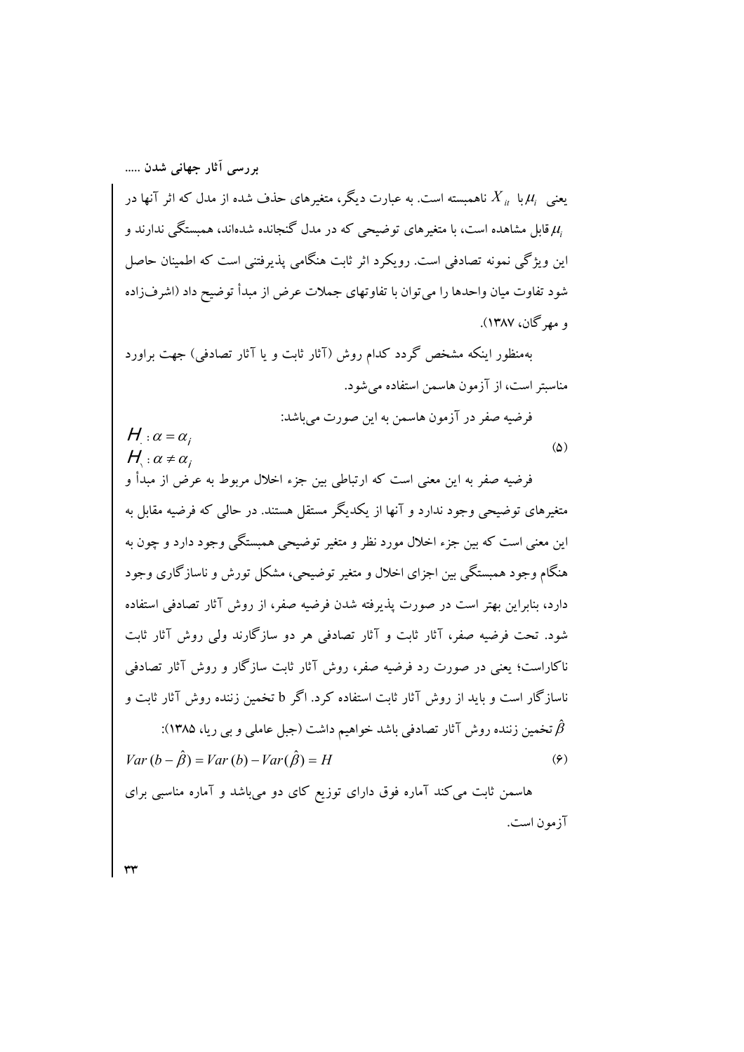یعنی $\mu_i$ با $X_{it}$ ناهمبسته است. به عبارت دیگر، متغیرهای حذف شده از مدل که اثر آنها در $\mu_i$ قابل مشاهده است، با متغیرهای توضیحی که در مدل گنجانده شده‌اند، همبستگی ندارند و این ویژگی نمونه تصادفی است. رویکرد اثر ثابت هنگامی پذیرفتنی است که اطمینان حاصل شود تفاوت میان واحدها را می‌توان با تفاوتهای جملات عرض از مبدأ توضیح داد (اشرف‌زاده و مهرگان، ۱۳۸۷).

به‌منظور اینکه مشخص گردد کدام روش (آثار ثابت و یا آثار تصادفی) جهت براورد مناسبتر است، از آزمون هاسمن استفاده می‌شود.

فرضیه صفر در آزمون هاسمن به این صورت می‌باشد:

$$H_0 : \alpha = \alpha_i$$
$$H_1 : \alpha \neq \alpha_i \qquad (5)$$

فرضیه صفر به این معنی است که ارتباطی بین جزء اخلال مربوط به عرض از مبدأ و متغیرهای توضیحی وجود ندارد و آنها از یکدیگر مستقل هستند. در حالی که فرضیه مقابل به این معنی است که بین جزء اخلال مورد نظر و متغیر توضیحی همبستگی وجود دارد و چون به هنگام وجود همبستگی بین اجزای اخلال و متغیر توضیحی، مشکل تورش و ناسازگاری وجود دارد، بنابراین بهتر است در صورت پذیرفته شدن فرضیه صفر، از روش آثار تصادفی استفاده شود. تحت فرضیه صفر، آثار ثابت و آثار تصادفی هر دو سازگارند ولی روش آثار ثابت ناکاراست؛ یعنی در صورت رد فرضیه صفر، روش آثار ثابت سازگار و روش آثار تصادفی ناسازگار است و باید از روش آثار ثابت استفاده کرد. اگر b تخمین زننده روش آثار ثابت و $\hat{\beta}$ تخمین زننده روش آثار تصادفی باشد خواهیم داشت (جبل عاملی و بی ریا، ۱۳۸۵):

$$Var(b - \hat{\beta}) = Var(b) - Var(\hat{\beta}) = H \qquad (6)$$

هاسمن ثابت می‌کند آماره فوق دارای توزیع کای دو می‌باشد و آماره مناسبی برای آزمون است.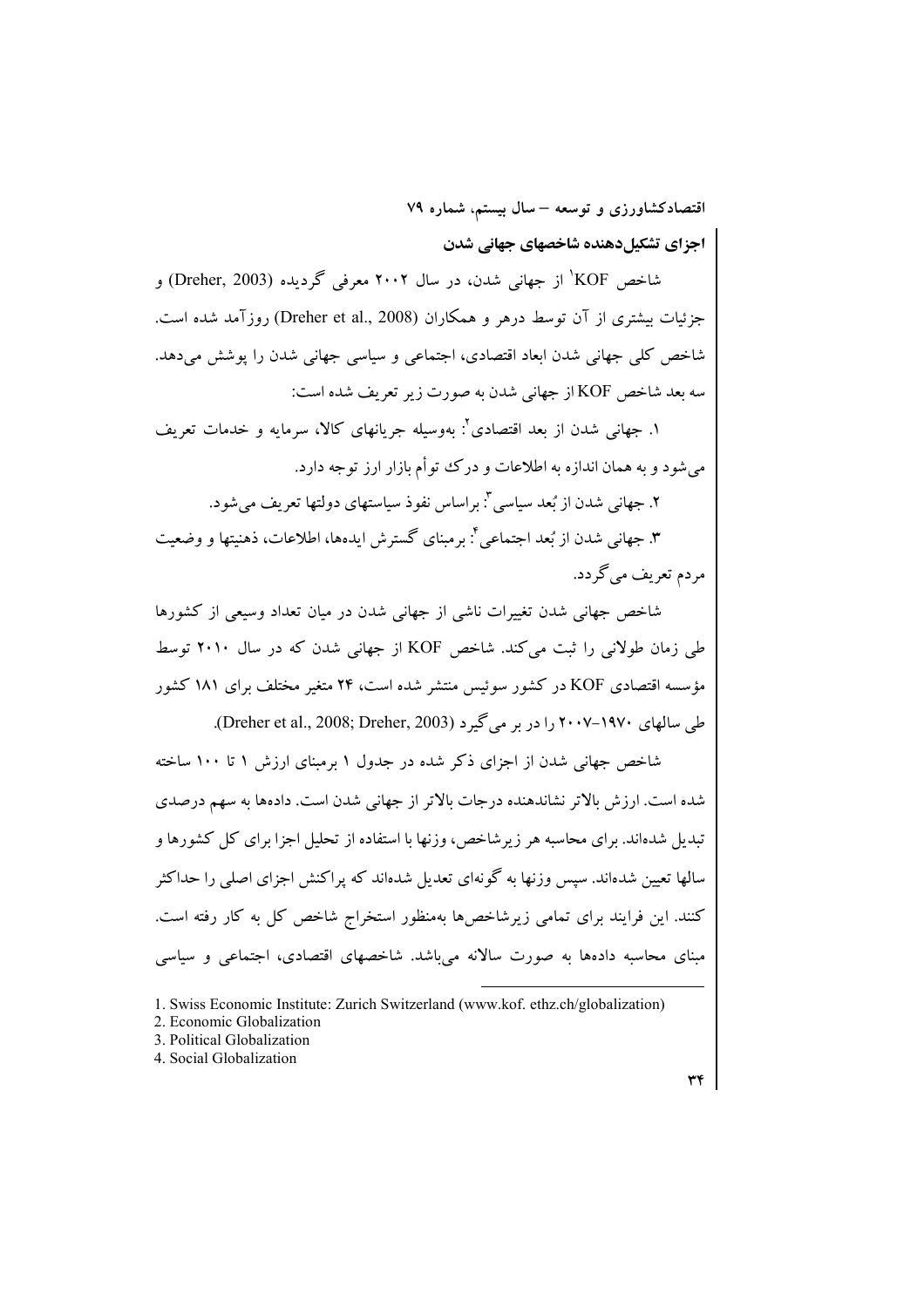### اجزای تشکیل‌دهنده شاخصهای جهانی شدن

شاخص KOF[1] از جهانی شدن، در سال ۲۰۰۲ معرفی گردیده (Dreher, 2003) و جزئیات بیشتری از آن توسط درهر و همکاران (Dreher et al., 2008) روزآمد شده است. شاخص کلی جهانی شدن ابعاد اقتصادی، اجتماعی و سیاسی جهانی شدن را پوشش می‌دهد. سه بعد شاخص KOF از جهانی شدن به صورت زیر تعریف شده است:

۱. جهانی شدن از بعد اقتصادی[2]: به‌وسیله جریانهای کالا، سرمایه و خدمات تعریف می‌شود و به همان اندازه به اطلاعات و درک توأم بازار ارز توجه دارد.

۲. جهانی شدن از بُعد سیاسی[3]: براساس نفوذ سیاستهای دولتها تعریف می‌شود.

۳. جهانی شدن از بُعد اجتماعی[4]: برمبنای گسترش ایده‌ها، اطلاعات، ذهنیتها و وضعیت مردم تعریف می‌گردد.

شاخص جهانی شدن تغییرات ناشی از جهانی شدن در میان تعداد وسیعی از کشورها طی زمان طولانی را ثبت می‌کند. شاخص KOF از جهانی شدن که در سال ۲۰۱۰ توسط مؤسسه اقتصادی KOF در کشور سوئیس منتشر شده است، ۲۴ متغیر مختلف برای ۱۸۱ کشور طی سالهای ۱۹۷۰-۲۰۰۷ را در بر می‌گیرد (Dreher et al., 2008; Dreher, 2003).

شاخص جهانی شدن از اجزای ذکر شده در جدول ۱ برمبنای ارزش ۱ تا ۱۰۰ ساخته شده است. ارزش بالاتر نشاندهنده درجات بالاتر از جهانی شدن است. داده‌ها به سهم درصدی تبدیل شده‌اند. برای محاسبه هر زیرشاخص، وزنها با استفاده از تحلیل اجزا برای کل کشورها و سالها تعیین شده‌اند. سپس وزنها به گونه‌ای تعدیل شده‌اند که پراکنش اجزای اصلی را حداکثر کنند. این فرایند برای تمامی زیرشاخص‌ها به‌منظور استخراج شاخص کل به کار رفته است. مبنای محاسبه داده‌ها به صورت سالانه می‌باشد. شاخصهای اقتصادی، اجتماعی و سیاسی

---

1. Swiss Economic Institute: Zurich Switzerland (www.kof. ethz.ch/globalization)
2. Economic Globalization
3. Political Globalization
4. Social Globalization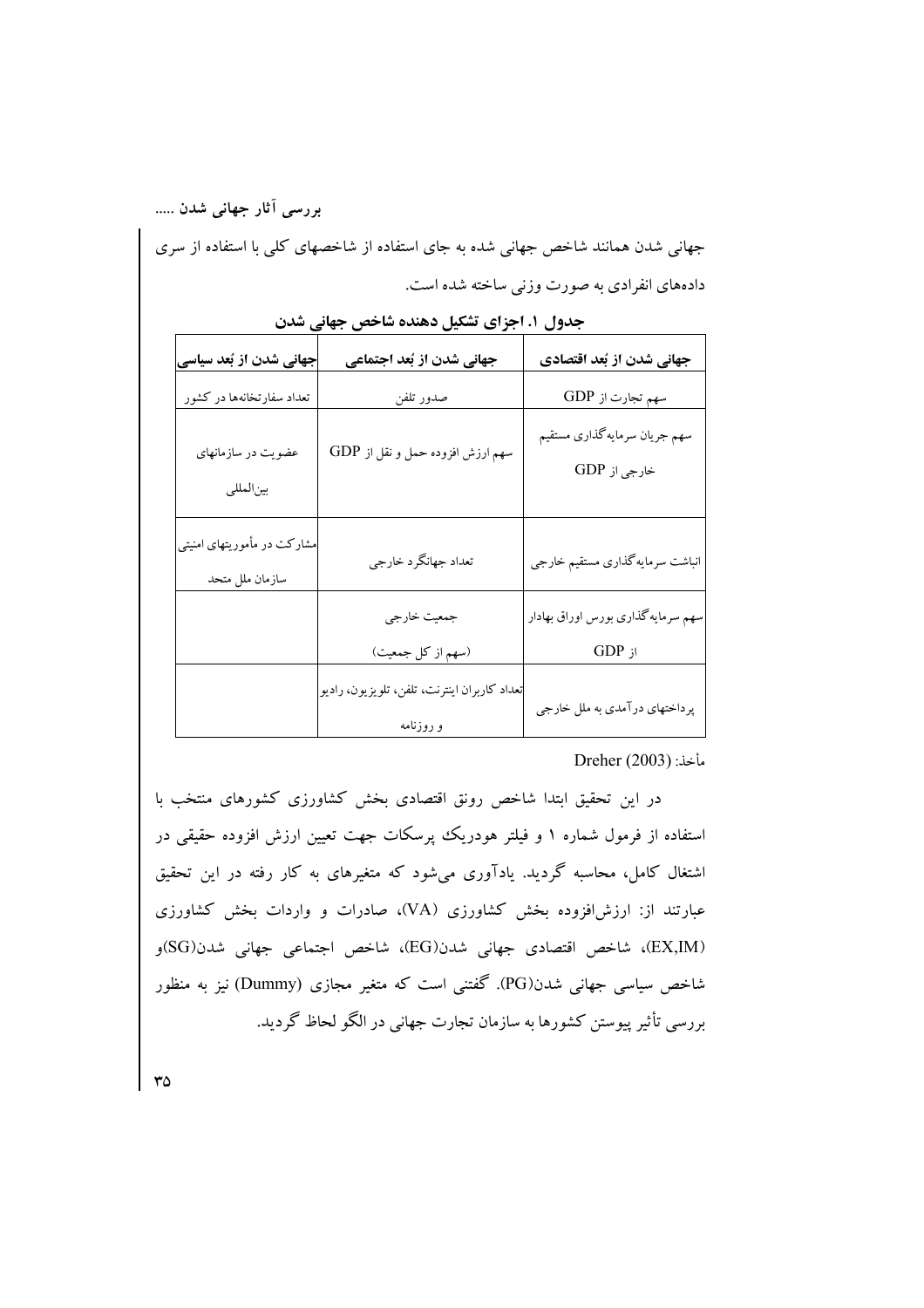جهانی شدن همانند شاخص جهانی شده به جای استفاده از شاخصهای کلی با استفاده از سری داده‌های انفرادی به صورت وزنی ساخته شده است.

**جدول ۱. اجزای تشکیل دهنده شاخص جهانی شدن**

| جهانی شدن از بُعد اقتصادی | جهانی شدن از بُعد اجتماعی | جهانی شدن از بُعد سیاسی |
|---|---|---|
| سهم تجارت از GDP | صدور تلفن | تعداد سفارتخانه‌ها در کشور |
| سهم جریان سرمایه‌گذاری مستقیم خارجی از GDP | سهم ارزش افزوده حمل و نقل از GDP | عضویت در سازمانهای بین‌المللی |
| انباشت سرمایه‌گذاری مستقیم خارجی | تعداد جهانگرد خارجی | مشارکت در مأموریتهای امنیتی سازمان ملل متحد |
| سهم سرمایه‌گذاری بورس اوراق بهادار از GDP | جمعیت خارجی (سهم از کل جمعیت) | |
| پرداختهای درآمدی به ملل خارجی | تعداد کاربران اینترنت، تلفن، تلویزیون، رادیو و روزنامه | |

مأخذ: Dreher (2003)

در این تحقیق ابتدا شاخص رونق اقتصادی بخش کشاورزی کشورهای منتخب با استفاده از فرمول شماره ۱ و فیلتر هودریک پرسکات جهت تعیین ارزش افزوده حقیقی در اشتغال کامل، محاسبه گردید. یادآوری می‌شود که متغیرهای به کار رفته در این تحقیق عبارتند از: ارزش‌افزوده بخش کشاورزی (VA)، صادرات و واردات بخش کشاورزی (EX,IM)، شاخص اقتصادی جهانی شدن(EG)، شاخص اجتماعی جهانی شدن(SG)و شاخص سیاسی جهانی شدن(PG). گفتنی است که متغیر مجازی (Dummy) نیز به منظور بررسی تأثیر پیوستن کشورها به سازمان تجارت جهانی در الگو لحاظ گردید.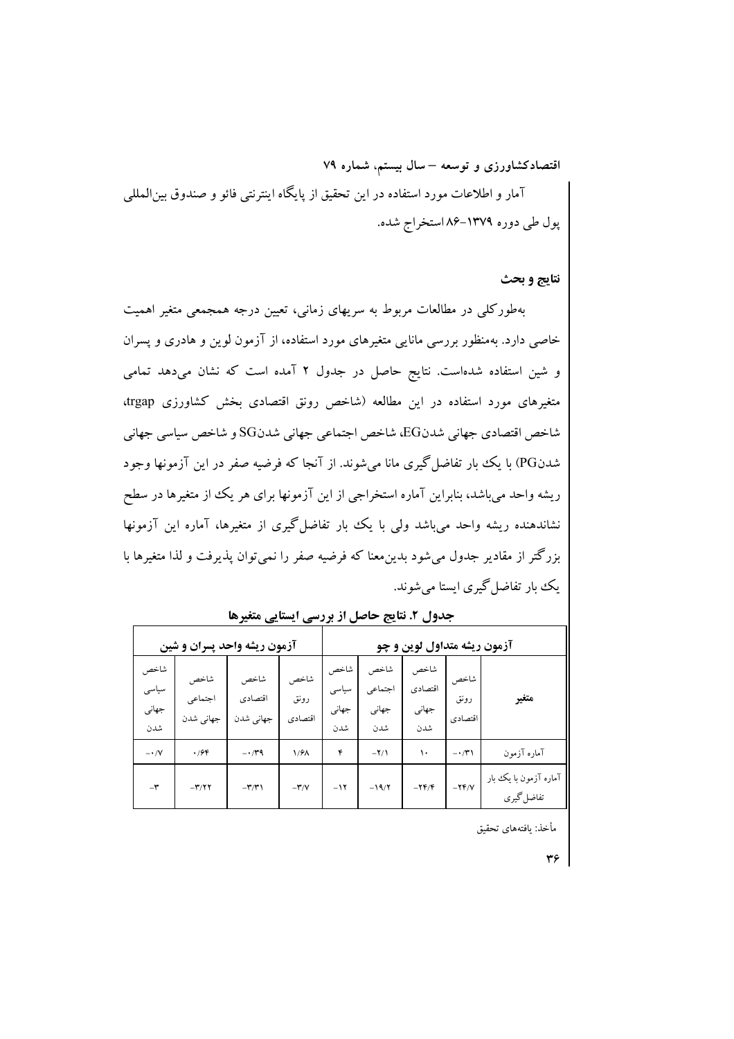آمار و اطلاعات مورد استفاده در این تحقیق از پایگاه اینترنتی فائو و صندوق بین‌المللی پول طی دوره ۱۳۷۹-۸۶ استخراج شده.

## نتایج و بحث

به‌طورکلی در مطالعات مربوط به سریهای زمانی، تعیین درجه همجمعی متغیر اهمیت خاصی دارد. به‌منظور بررسی مانایی متغیرهای مورد استفاده، از آزمون لوین و هادری و پسران و شین استفاده شده‌است. نتایج حاصل در جدول ۲ آمده است که نشان می‌دهد تمامی متغیرهای مورد استفاده در این مطالعه (شاخص رونق اقتصادی بخش کشاورزی trgap، شاخص اقتصادی جهانی شدنEG، شاخص اجتماعی جهانی شدنSG و شاخص سیاسی جهانی شدنPG) با یک بار تفاضل‌گیری مانا می‌شوند. از آنجا که فرضیه صفر در این آزمونها وجود ریشه واحد می‌باشد، بنابراین آماره استخراجی از این آزمونها برای هر یک از متغیرها در سطح نشاندهنده ریشه واحد می‌باشد ولی با یک بار تفاضل‌گیری از متغیرها، آماره این آزمونها بزرگتر از مقادیر جدول می‌شود بدین‌معنا که فرضیه صفر را نمی‌توان پذیرفت و لذا متغیرها با یک بار تفاضل‌گیری ایستا می‌شوند.

**جدول ۲. نتایج حاصل از بررسی ایستایی متغیرها**

| متغیر | آزمون ریشه متداول لوین و چو | | | | آزمون ریشه واحد پسران و شین | | | |
|---|---|---|---|---|---|---|---|---|
| | شاخص رونق اقتصادی | شاخص اقتصادی جهانی شدن | شاخص اجتماعی جهانی شدن | شاخص سیاسی جهانی شدن | شاخص رونق اقتصادی | شاخص اقتصادی جهانی شدن | شاخص اجتماعی جهانی شدن | شاخص سیاسی جهانی شدن |
| آماره آزمون | -۰/۳۱ | ۱۰ | -۲/۱ | ۴ | ۱/۶۸ | -۰/۳۹ | ۰/۶۴ | -۰/۷ |
| آماره آزمون با یک بار تفاضل‌گیری | -۲۴/۷ | -۲۴/۴ | -۱۹/۲ | -۱۲ | -۳/۷ | -۳/۳۱ | -۳/۲۲ | -۳ |

مأخذ: یافته‌های تحقیق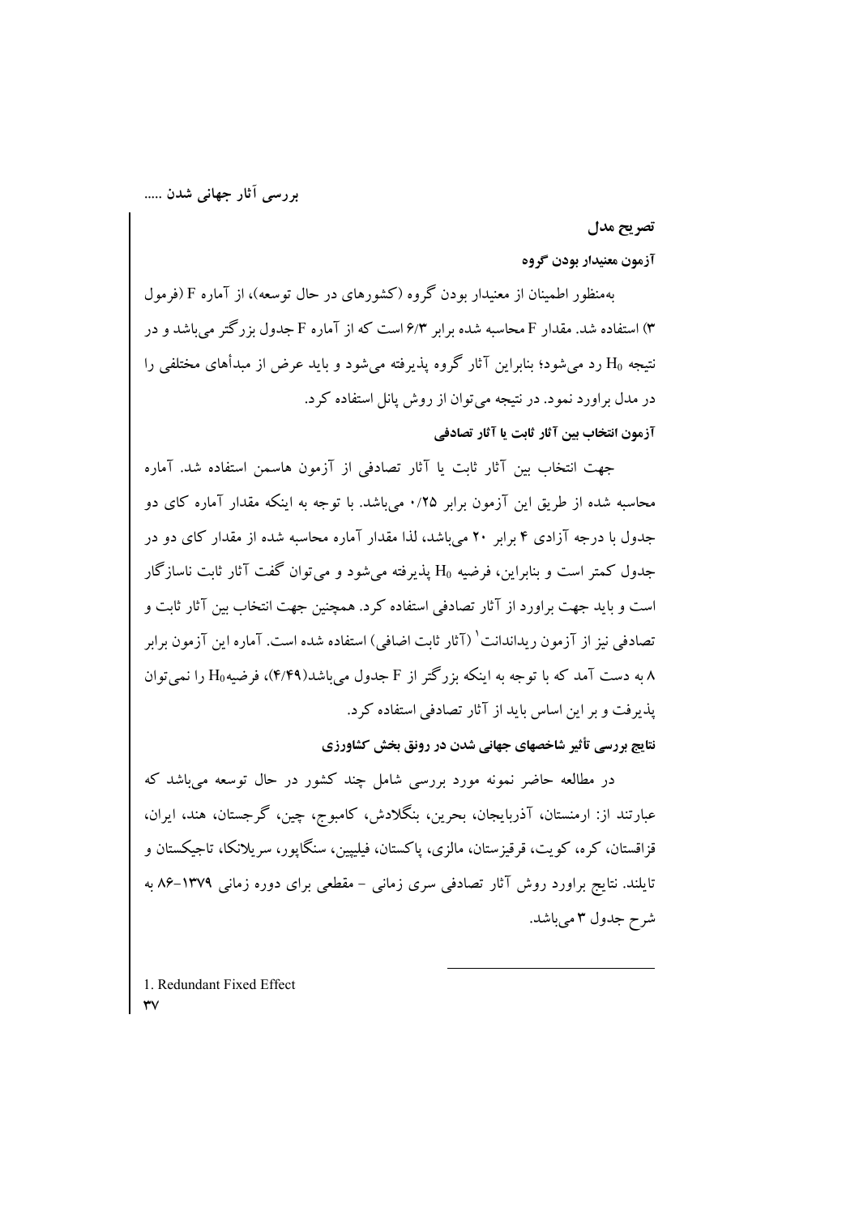### تصریح مدل

#### آزمون معنیدار بودن گروه

به‌منظور اطمینان از معنیدار بودن گروه (کشورهای در حال توسعه)، از آماره F (فرمول ۳) استفاده شد. مقدار F محاسبه شده برابر ۶/۳ است که از آماره F جدول بزرگتر می‌باشد و در نتیجه $H_0$ رد می‌شود؛ بنابراین آثار گروه پذیرفته می‌شود و باید عرض از مبدأهای مختلفی را در مدل براورد نمود. در نتیجه می‌توان از روش پانل استفاده کرد.

#### آزمون انتخاب بین آثار ثابت یا آثار تصادفی

جهت انتخاب بین آثار ثابت یا آثار تصادفی از آزمون هاسمن استفاده شد. آماره محاسبه شده از طریق این آزمون برابر ۰/۲۵ می‌باشد. با توجه به اینکه مقدار آماره کای دو جدول با درجه آزادی ۴ برابر ۲۰ می‌باشد، لذا مقدار آماره محاسبه شده از مقدار کای دو در جدول کمتر است و بنابراین، فرضیه $H_0$ پذیرفته می‌شود و می‌توان گفت آثار ثابت ناسازگار است و باید جهت براورد از آثار تصادفی استفاده کرد. همچنین جهت انتخاب بین آثار ثابت و تصادفی نیز از آزمون ریداندانت[1] (آثار ثابت اضافی) استفاده شده است. آماره این آزمون برابر ۸ به دست آمد که با توجه به اینکه بزرگتر از F جدول می‌باشد(۴/۴۹)، فرضیه $H_0$ را نمی‌توان پذیرفت و بر این اساس باید از آثار تصادفی استفاده کرد.

#### نتایج بررسی تأثیر شاخصهای جهانی شدن در رونق بخش کشاورزی

در مطالعه حاضر نمونه مورد بررسی شامل چند کشور در حال توسعه می‌باشد که عبارتند از: ارمنستان، آذربایجان، بحرین، بنگلادش، کامبوج، چین، گرجستان، هند، ایران، قزاقستان، کره، کویت، قرقیزستان، مالزی، پاکستان، فیلیپین، سنگاپور، سریلانکا، تاجیکستان و تایلند. نتایج براورد روش آثار تصادفی سری زمانی - مقطعی برای دوره زمانی ۱۳۷۹-۸۶ به شرح جدول ۳ می‌باشد.

---

1. Redundant Fixed Effect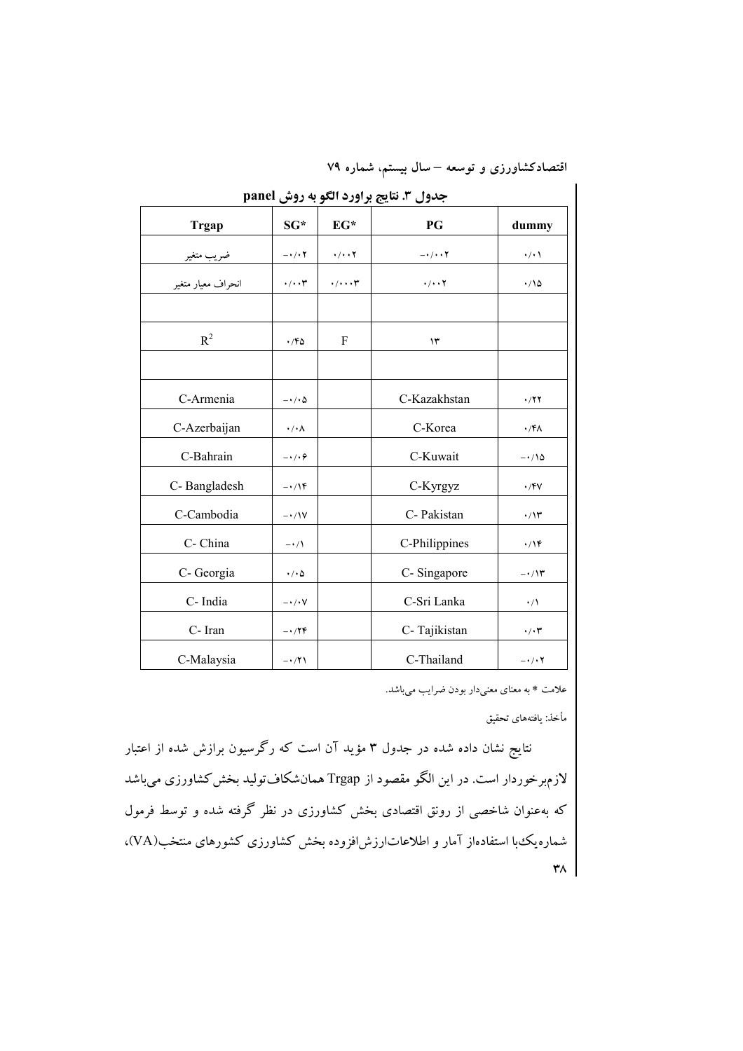جدول ۳. نتایج براورد الگو به روش panel

| Trgap | SG* | EG* | PG | dummy |
|---|---|---|---|---|
| ضریب متغیر | -۰/۰۲ | ۰/۰۰۲ | -۰/۰۰۲ | ۰/۰۱ |
| انحراف معیار متغیر | ۰/۰۰۳ | ۰/۰۰۰۳ | ۰/۰۰۲ | ۰/۱۵ |
| | | | | |
| $R^2$ | ۰/۴۵ | F | ۱۳ | |
| | | | | |
| C-Armenia | -۰/۰۵ | | C-Kazakhstan | ۰/۲۲ |
| C-Azerbaijan | ۰/۰۸ | | C-Korea | ۰/۴۸ |
| C-Bahrain | -۰/۰۶ | | C-Kuwait | -۰/۱۵ |
| C- Bangladesh | -۰/۱۴ | | C-Kyrgyz | ۰/۴۷ |
| C-Cambodia | -۰/۱۷ | | C- Pakistan | ۰/۱۳ |
| C- China | -۰/۱ | | C-Philippines | ۰/۱۴ |
| C- Georgia | ۰/۰۵ | | C- Singapore | -۰/۱۳ |
| C- India | -۰/۰۷ | | C-Sri Lanka | ۰/۱ |
| C- Iran | -۰/۲۴ | | C- Tajikistan | ۰/۰۳ |
| C-Malaysia | -۰/۲۱ | | C-Thailand | -۰/۰۲ |

علامت * به معنای معنی‌دار بودن ضرایب می‌باشد.

مأخذ: یافته‌های تحقیق

نتایج نشان داده شده در جدول ۳ مؤید آن است که رگرسیون برازش شده از اعتبار لازم‌برخوردار است. در این الگو مقصود از Trgap همان‌شکاف‌تولید بخش‌کشاورزی می‌باشد که به‌عنوان شاخصی از رونق اقتصادی بخش کشاورزی در نظر گرفته شده و توسط فرمول شماره‌یک‌با استفاده‌از آمار و اطلاعات‌ارزش‌افزوده بخش کشاورزی کشورهای منتخب(VA)،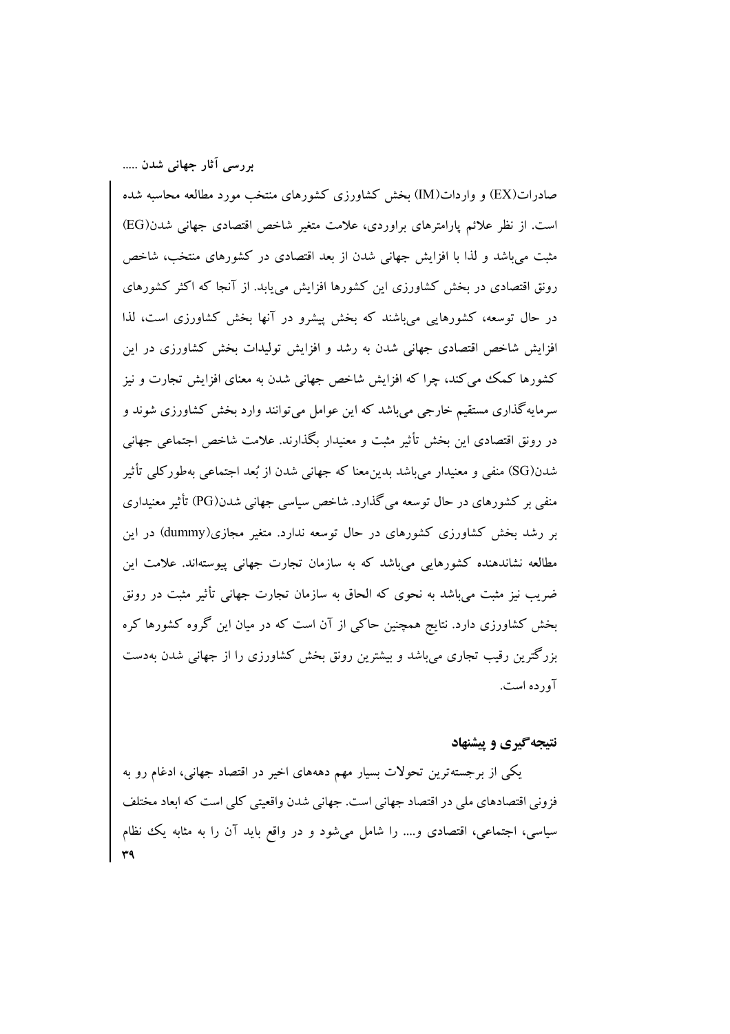صادرات(EX) و واردات(IM) بخش کشاورزی کشورهای منتخب مورد مطالعه محاسبه شده است. از نظر علائم پارامترهای براوردی، علامت متغیر شاخص اقتصادی جهانی شدن(EG) مثبت می‌باشد و لذا با افزایش جهانی شدن از بعد اقتصادی در کشورهای منتخب، شاخص رونق اقتصادی در بخش کشاورزی این کشورها افزایش می‌یابد. از آنجا که اکثر کشورهای در حال توسعه، کشورهایی می‌باشند که بخش پیشرو در آنها بخش کشاورزی است، لذا افزایش شاخص اقتصادی جهانی شدن به رشد و افزایش تولیدات بخش کشاورزی در این کشورها کمک می‌کند، چرا که افزایش شاخص جهانی شدن به معنای افزایش تجارت و نیز سرمایه‌گذاری مستقیم خارجی می‌باشد که این عوامل می‌توانند وارد بخش کشاورزی شوند و در رونق اقتصادی این بخش تأثیر مثبت و معنیدار بگذارند. علامت شاخص اجتماعی جهانی شدن(SG) منفی و معنیدار می‌باشد بدین‌معنا که جهانی شدن از بُعد اجتماعی به‌طورکلی تأثیر منفی بر کشورهای در حال توسعه می‌گذارد. شاخص سیاسی جهانی شدن(PG) تأثیر معنیداری بر رشد بخش کشاورزی کشورهای در حال توسعه ندارد. متغیر مجازی(dummy) در این مطالعه نشاندهنده کشورهایی می‌باشد که به سازمان تجارت جهانی پیوسته‌اند. علامت این ضریب نیز مثبت می‌باشد به نحوی که الحاق به سازمان تجارت جهانی تأثیر مثبت در رونق بخش کشاورزی دارد. نتایج همچنین حاکی از آن است که در میان این گروه کشورها کره بزرگترین رقیب تجاری می‌باشد و بیشترین رونق بخش کشاورزی را از جهانی شدن به‌دست آورده است.

## نتیجه‌گیری و پیشنهاد

یکی از برجسته‌ترین تحولات بسیار مهم دهه‌های اخیر در اقتصاد جهانی، ادغام رو به فزونی اقتصادهای ملی در اقتصاد جهانی است. جهانی شدن واقعیتی کلی است که ابعاد مختلف سیاسی، اجتماعی، اقتصادی و.... را شامل می‌شود و در واقع باید آن را به مثابه یک نظام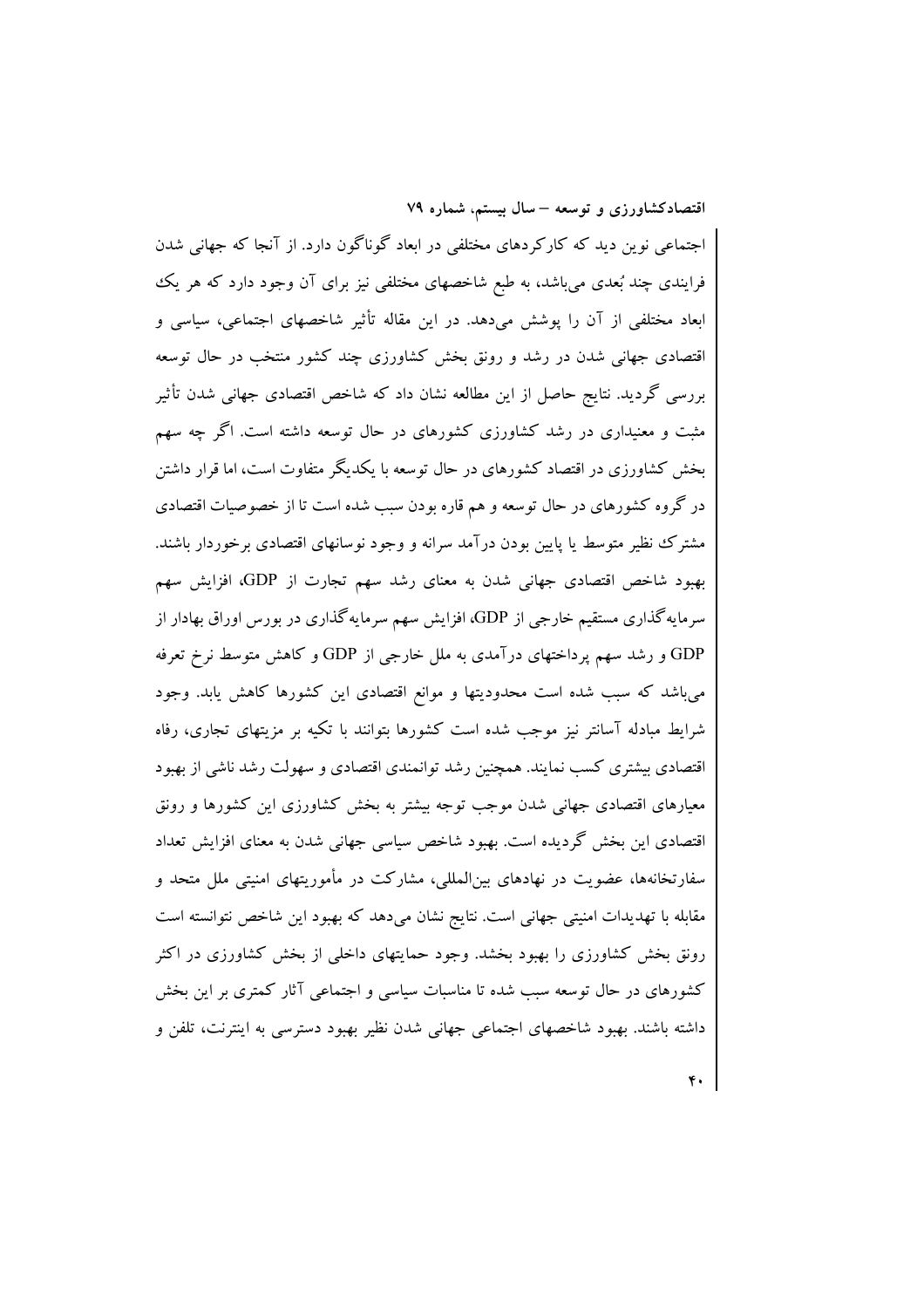اجتماعی نوین دید که کارکردهای مختلفی در ابعاد گوناگون دارد. از آنجا که جهانی شدن فرایندی چند بُعدی می‌باشد، به طبع شاخصهای مختلفی نیز برای آن وجود دارد که هر یک ابعاد مختلفی از آن را پوشش می‌دهد. در این مقاله تأثیر شاخصهای اجتماعی، سیاسی و اقتصادی جهانی شدن در رشد و رونق بخش کشاورزی چند کشور منتخب در حال توسعه بررسی گردید. نتایج حاصل از این مطالعه نشان داد که شاخص اقتصادی جهانی شدن تأثیر مثبت و معنیداری در رشد کشاورزی کشورهای در حال توسعه داشته است. اگر چه سهم بخش کشاورزی در اقتصاد کشورهای در حال توسعه با یکدیگر متفاوت است، اما قرار داشتن در گروه کشورهای در حال توسعه و هم قاره بودن سبب شده است تا از خصوصیات اقتصادی مشترک نظیر متوسط یا پایین بودن درآمد سرانه و وجود نوسانهای اقتصادی برخوردار باشند. بهبود شاخص اقتصادی جهانی شدن به معنای رشد سهم تجارت از GDP، افزایش سهم سرمایه‌گذاری مستقیم خارجی از GDP، افزایش سهم سرمایه‌گذاری در بورس اوراق بهادار از GDP و رشد سهم پرداختهای درآمدی به ملل خارجی از GDP و کاهش متوسط نرخ تعرفه می‌باشد که سبب شده است محدودیتها و موانع اقتصادی این کشورها کاهش یابد. وجود شرایط مبادله آسانتر نیز موجب شده است کشورها بتوانند با تکیه بر مزیتهای تجاری، رفاه اقتصادی بیشتری کسب نمایند. همچنین رشد توانمندی اقتصادی و سهولت رشد ناشی از بهبود معیارهای اقتصادی جهانی شدن موجب توجه بیشتر به بخش کشاورزی این کشورها و رونق اقتصادی این بخش گردیده است. بهبود شاخص سیاسی جهانی شدن به معنای افزایش تعداد سفارتخانه‌ها، عضویت در نهادهای بین‌المللی، مشارکت در مأموریتهای امنیتی ملل متحد و مقابله با تهدیدات امنیتی جهانی است. نتایج نشان می‌دهد که بهبود این شاخص نتوانسته است رونق بخش کشاورزی را بهبود بخشد. وجود حمایتهای داخلی از بخش کشاورزی در اکثر کشورهای در حال توسعه سبب شده تا مناسبات سیاسی و اجتماعی آثار کمتری بر این بخش داشته باشند. بهبود شاخصهای اجتماعی جهانی شدن نظیر بهبود دسترسی به اینترنت، تلفن و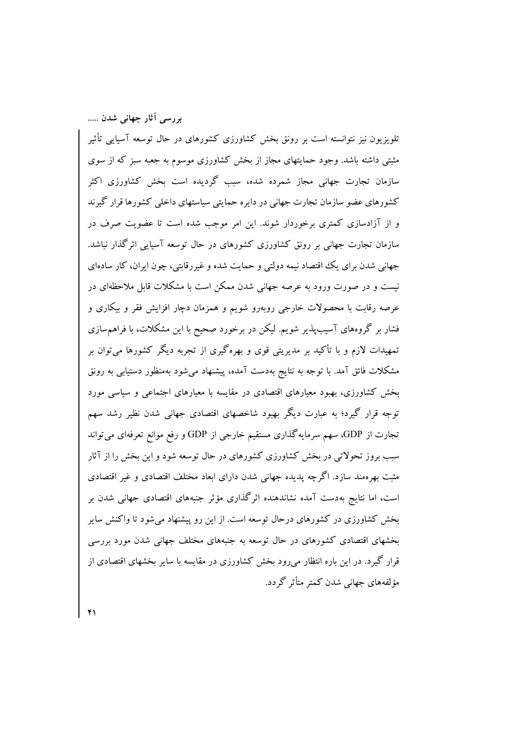تلویزیون نیز نتوانسته است بر رونق بخش کشاورزی کشورهای در حال توسعه آسیایی تأثیر مثبتی داشته باشد. وجود حمایتهای مجاز از بخش کشاورزی موسوم به جعبه سبز که از سوی سازمان تجارت جهانی مجاز شمرده شده، سبب گردیده است بخش کشاورزی اکثر کشورهای عضو سازمان تجارت جهانی در دایره حمایتی سیاستهای داخلی کشورها قرار گیرند و از آزادسازی کمتری برخوردار شوند. این امر موجب شده است تا عضویت صرف در سازمان تجارت جهانی بر رونق کشاورزی کشورهای در حال توسعه آسیایی اثرگذار نباشد. جهانی شدن برای یک اقتصاد نیمه دولتی و حمایت شده و غیررقابتی، چون ایران، کار سادهای نیست و در صورت ورود به عرصه جهانی شدن ممکن است با مشکلات قابل ملاحظهای در عرصه رقابت با محصولات خارجی روبه‌رو شویم و همزمان دچار افزایش فقر و بیکاری و فشار بر گروههای آسیب‌پذیر شویم. لیکن در برخورد صحیح با این مشکلات، با فراهم‌سازی تمهیدات لازم و با تأکید بر مدیریتی قوی و بهره‌گیری از تجربه دیگر کشورها می‌توان بر مشکلات فائق آمد. با توجه به نتایج به‌دست آمده، پیشنهاد می‌شود به‌منظور دستیابی به رونق بخش کشاورزی، بهبود معیارهای اقتصادی در مقایسه با معیارهای اجتماعی و سیاسی مورد توجه قرار گیرد؛ به عبارت دیگر بهبود شاخصهای اقتصادی جهانی شدن نظیر رشد سهم تجارت از GDP، سهم سرمایه‌گذاری مستقیم خارجی از GDP و رفع موانع تعرفه‌ای می‌تواند سبب بروز تحولاتی در بخش کشاورزی کشورهای در حال توسعه شود و این بخش را از آثار مثبت بهره‌مند سازد. اگرچه پدیده جهانی شدن دارای ابعاد مختلف اقتصادی و غیر اقتصادی است، اما نتایج به‌دست آمده نشاندهنده اثرگذاری مؤثر جنبه‌های اقتصادی جهانی شدن بر بخش کشاورزی در کشورهای درحال توسعه است. از این رو پیشنهاد می‌شود تا واکنش سایر بخشهای اقتصادی کشورهای در حال توسعه به جنبه‌های مختلف جهانی شدن مورد بررسی قرار گیرد. در این باره انتظار می‌رود بخش کشاورزی در مقایسه با سایر بخشهای اقتصادی از مؤلفه‌های جهانی شدن کمتر متأثر گردد.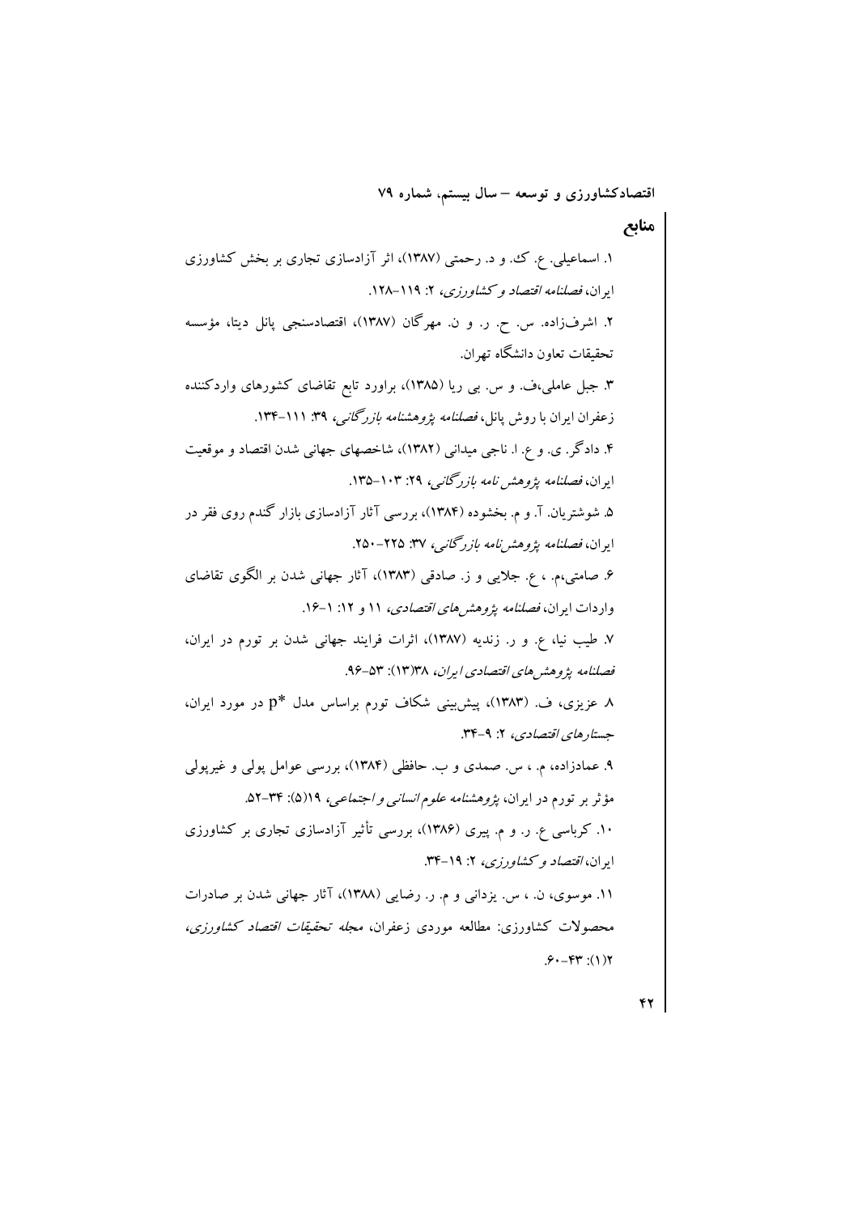## منابع

۱. اسماعیلی. ع. ک. و د. رحمتی (۱۳۸۷)، اثر آزادسازی تجاری بر بخش کشاورزی ایران، *فصلنامه اقتصاد و کشاورزی*، ۲: ۱۱۹–۱۲۸.

۲. اشرف‌زاده. س. ح. ر. و ن. مهرگان (۱۳۸۷)، اقتصادسنجی پانل دیتا، مؤسسه تحقیقات تعاون دانشگاه تهران.

۳. جبل عاملی،ف. و س. بی ریا (۱۳۸۵)، براورد تابع تقاضای کشورهای واردکننده زعفران ایران با روش پانل، *فصلنامه پژوهشنامه بازرگانی*، ۳۹: ۱۱۱–۱۳۴.

۴. دادگر. ی. و ع. ا. ناجی میدانی (۱۳۸۲)، شاخصهای جهانی شدن اقتصاد و موقعیت ایران، *فصلنامه پژوهش نامه بازرگانی*، ۲۹: ۱۰۳–۱۳۵.

۵. شوشتریان. آ. و م. بخشوده (۱۳۸۴)، بررسی آثار آزادسازی بازار گندم روی فقر در ایران، *فصلنامه پژوهش‌نامه بازرگانی*، ۳۷: ۲۲۵–۲۵۰.

۶. صامتی،م. ، ع. جلایی و ز. صادقی (۱۳۸۳)، آثار جهانی شدن بر الگوی تقاضای واردات ایران، *فصلنامه پژوهش‌های اقتصادی*، ۱۱ و ۱۲: ۱-۱۶.

۷. طیب نیا، ع. و ر. زندیه (۱۳۸۷)، اثرات فرایند جهانی شدن بر تورم در ایران، *فصلنامه پژوهش‌های اقتصادی ایران*، ۳۸(۱۳): ۵۳-۹۶.

۸ عزیزی، ف. (۱۳۸۳)، پیش‌بینی شکاف تورم براساس مدل p* در مورد ایران، *جستارهای اقتصادی*، ۲: ۹-۳۴.

۹. عمادزاده، م. ، س. صمدی و ب. حافظی (۱۳۸۴)، بررسی عوامل پولی و غیرپولی مؤثر بر تورم در ایران، *پژوهشنامه علوم انسانی و اجتماعی*، ۱۹(۵): ۳۴-۵۲.

۱۰. کرباسی ع. ر. و م. پیری (۱۳۸۶)، بررسی تأثیر آزادسازی تجاری بر کشاورزی ایران، *اقتصاد و کشاورزی*، ۲: ۱۹-۳۴.

۱۱. موسوی، ن. ، س. یزدانی و م. ر. رضایی (۱۳۸۸)، آثار جهانی شدن بر صادرات محصولات کشاورزی: مطالعه موردی زعفران، *مجله تحقیقات اقتصاد کشاورزی*، ۲(۱): ۴۳–۶۰.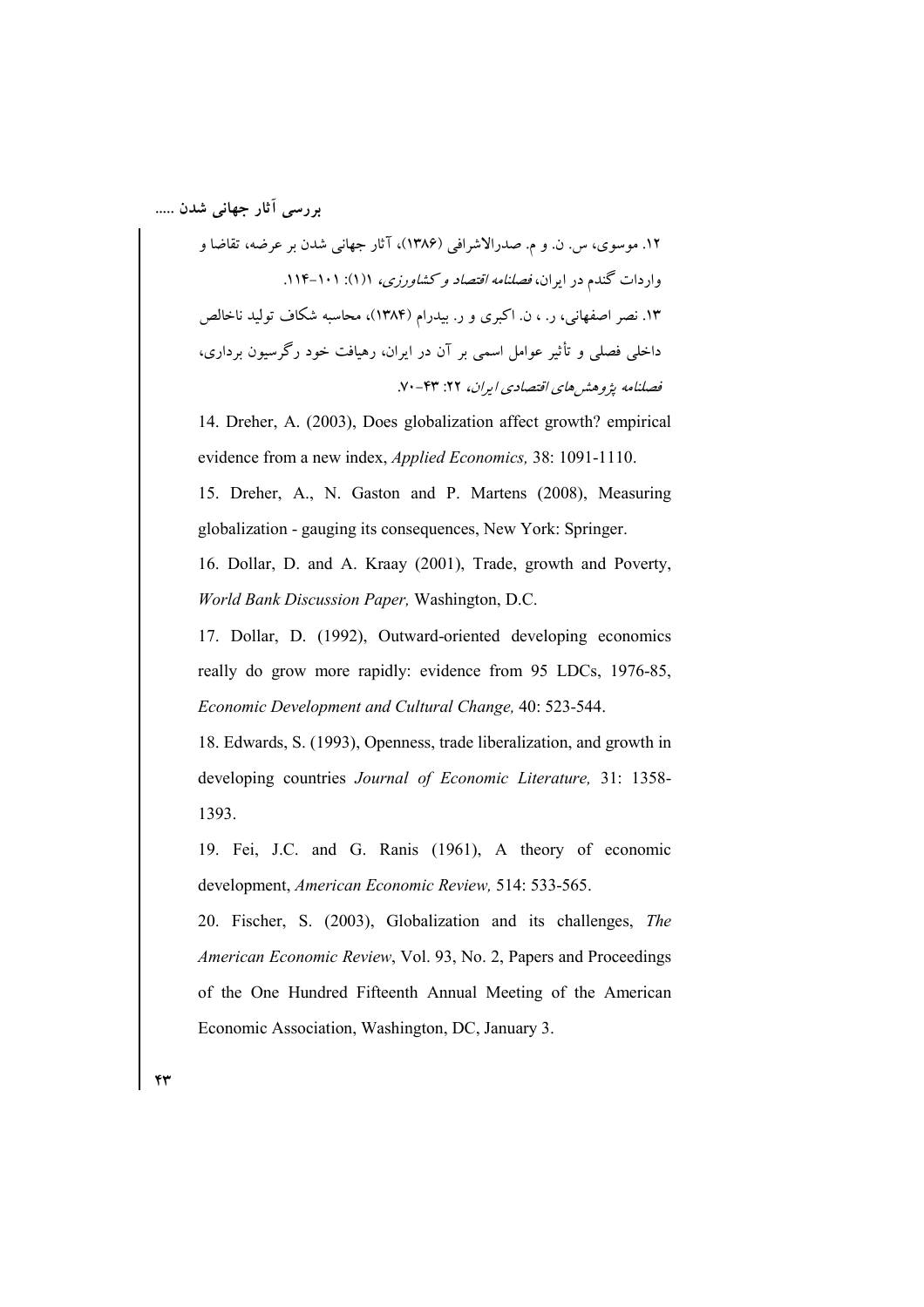۱۲. موسوی، س. ن. و م. صدرالاشرافی (۱۳۸۶)، آثار جهانی شدن بر عرضه، تقاضا و واردات گندم در ایران، *فصلنامه اقتصاد و کشاورزی*، ۱(۱): ۱۰۱-۱۱۴.

۱۳. نصر اصفهانی، ر. ، ن. اکبری و ر. بیدرام (۱۳۸۴)، محاسبه شکاف تولید ناخالص داخلی فصلی و تأثیر عوامل اسمی بر آن در ایران، رهیافت خود رگرسیون برداری، *فصلنامه پژوهش‌های اقتصادی ایران*، ۲۲: ۴۳-۷۰.

14. Dreher, A. (2003), Does globalization affect growth? empirical evidence from a new index, *Applied Economics,* 38: 1091-1110.

15. Dreher, A., N. Gaston and P. Martens (2008), Measuring globalization - gauging its consequences, New York: Springer.

16. Dollar, D. and A. Kraay (2001), Trade, growth and Poverty, *World Bank Discussion Paper,* Washington, D.C.

17. Dollar, D. (1992), Outward-oriented developing economics really do grow more rapidly: evidence from 95 LDCs, 1976-85, *Economic Development and Cultural Change,* 40: 523-544.

18. Edwards, S. (1993), Openness, trade liberalization, and growth in developing countries *Journal of Economic Literature,* 31: 1358-1393.

19. Fei, J.C. and G. Ranis (1961), A theory of economic development, *American Economic Review,* 514: 533-565.

20. Fischer, S. (2003), Globalization and its challenges, *The American Economic Review*, Vol. 93, No. 2, Papers and Proceedings of the One Hundred Fifteenth Annual Meeting of the American Economic Association, Washington, DC, January 3.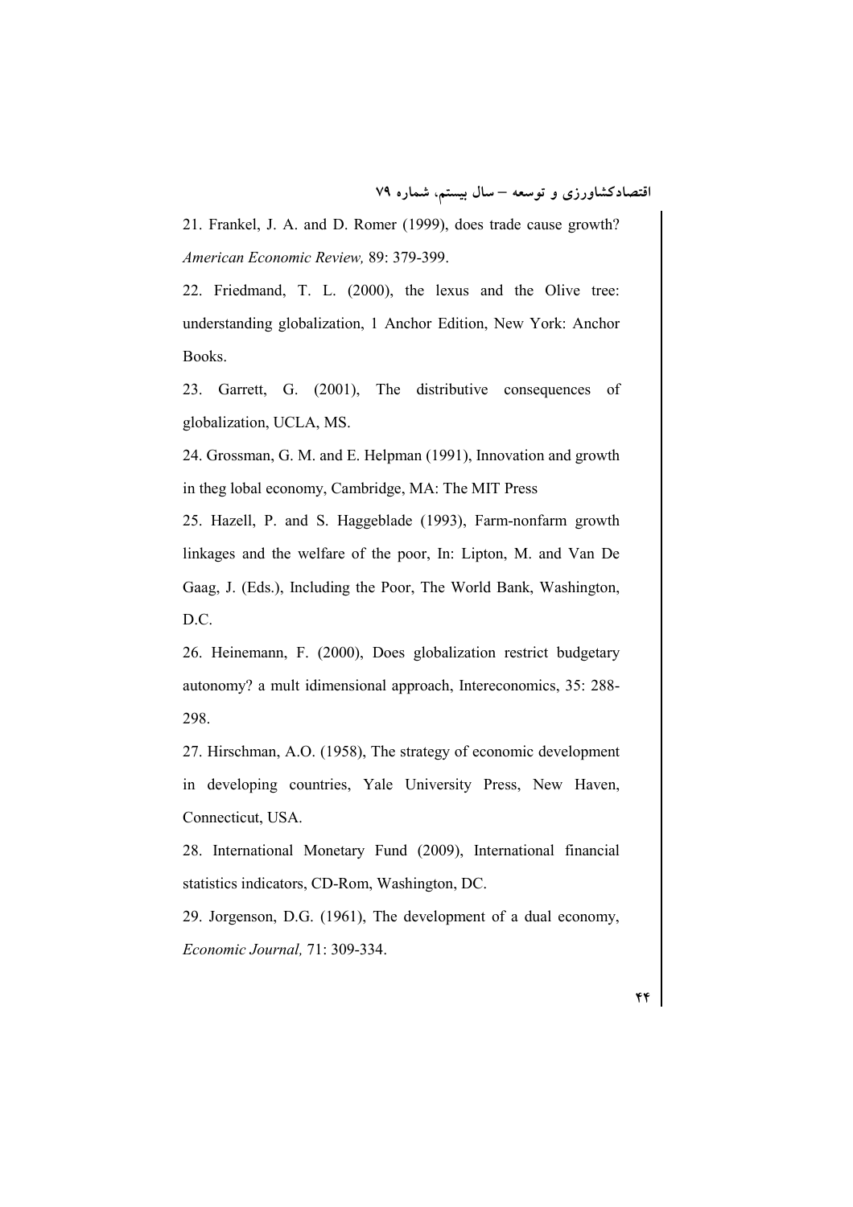21. Frankel, J. A. and D. Romer (1999), does trade cause growth? *American Economic Review,* 89: 379-399.

22. Friedmand, T. L. (2000), the lexus and the Olive tree: understanding globalization, 1 Anchor Edition, New York: Anchor Books.

23. Garrett, G. (2001), The distributive consequences of globalization, UCLA, MS.

24. Grossman, G. M. and E. Helpman (1991), Innovation and growth in theg lobal economy, Cambridge, MA: The MIT Press

25. Hazell, P. and S. Haggeblade (1993), Farm-nonfarm growth linkages and the welfare of the poor, In: Lipton, M. and Van De Gaag, J. (Eds.), Including the Poor, The World Bank, Washington, D.C.

26. Heinemann, F. (2000), Does globalization restrict budgetary autonomy? a mult idimensional approach, Intereconomics, 35: 288-298.

27. Hirschman, A.O. (1958), The strategy of economic development in developing countries, Yale University Press, New Haven, Connecticut, USA.

28. International Monetary Fund (2009), International financial statistics indicators, CD-Rom, Washington, DC.

29. Jorgenson, D.G. (1961), The development of a dual economy, *Economic Journal,* 71: 309-334.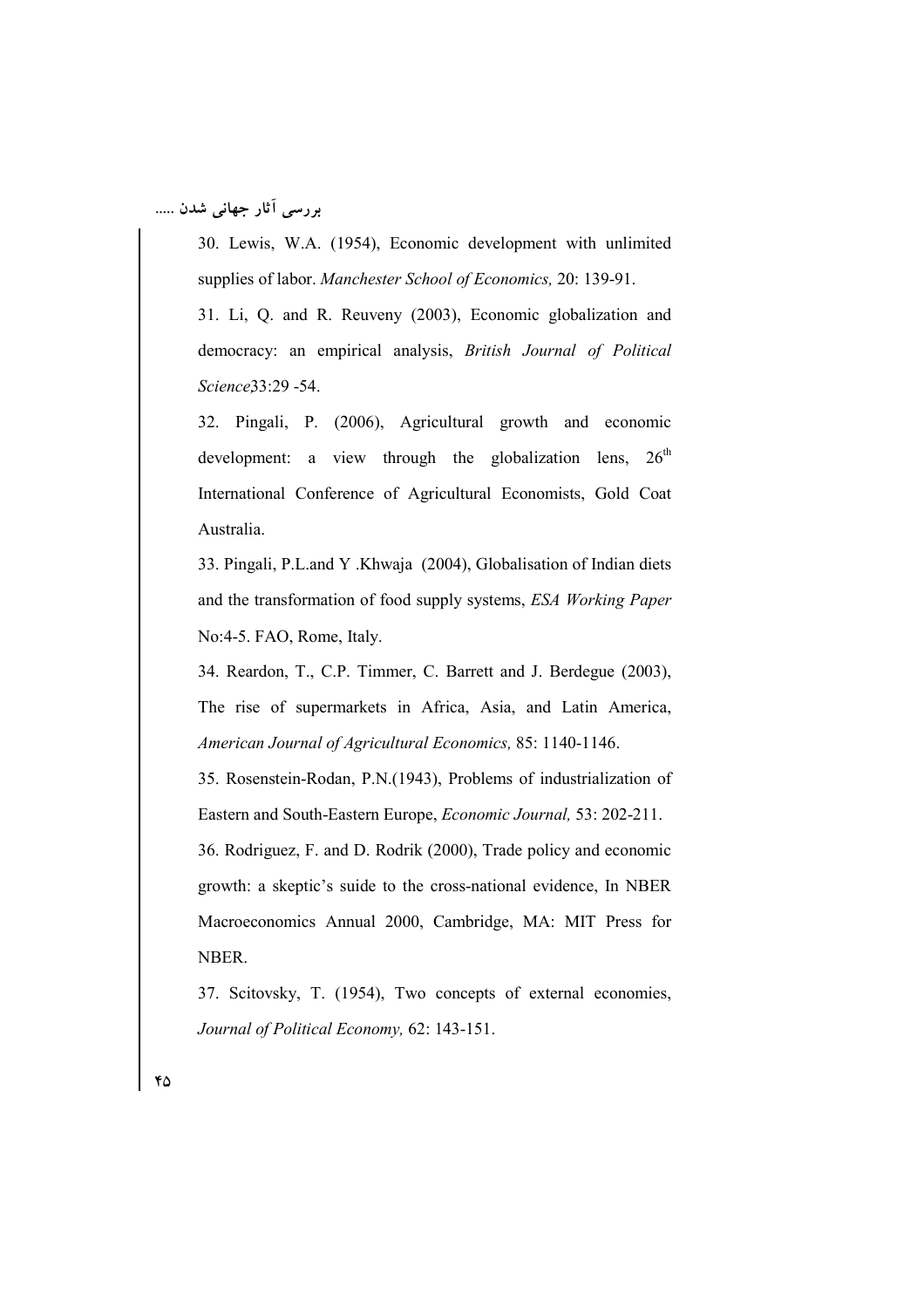30. Lewis, W.A. (1954), Economic development with unlimited supplies of labor. *Manchester School of Economics,* 20: 139-91.

31. Li, Q. and R. Reuveny (2003), Economic globalization and democracy: an empirical analysis, *British Journal of Political Science*33:29 -54.

32. Pingali, P. (2006), Agricultural growth and economic development: a view through the globalization lens, 26th International Conference of Agricultural Economists, Gold Coat Australia.

33. Pingali, P.L.and Y .Khwaja (2004), Globalisation of Indian diets and the transformation of food supply systems, *ESA Working Paper* No:4-5. FAO, Rome, Italy.

34. Reardon, T., C.P. Timmer, C. Barrett and J. Berdegue (2003), The rise of supermarkets in Africa, Asia, and Latin America, *American Journal of Agricultural Economics,* 85: 1140-1146.

35. Rosenstein-Rodan, P.N.(1943), Problems of industrialization of Eastern and South-Eastern Europe, *Economic Journal,* 53: 202-211.

36. Rodriguez, F. and D. Rodrik (2000), Trade policy and economic growth: a skeptic's suide to the cross-national evidence, In NBER Macroeconomics Annual 2000, Cambridge, MA: MIT Press for NBER.

37. Scitovsky, T. (1954), Two concepts of external economies, *Journal of Political Economy,* 62: 143-151.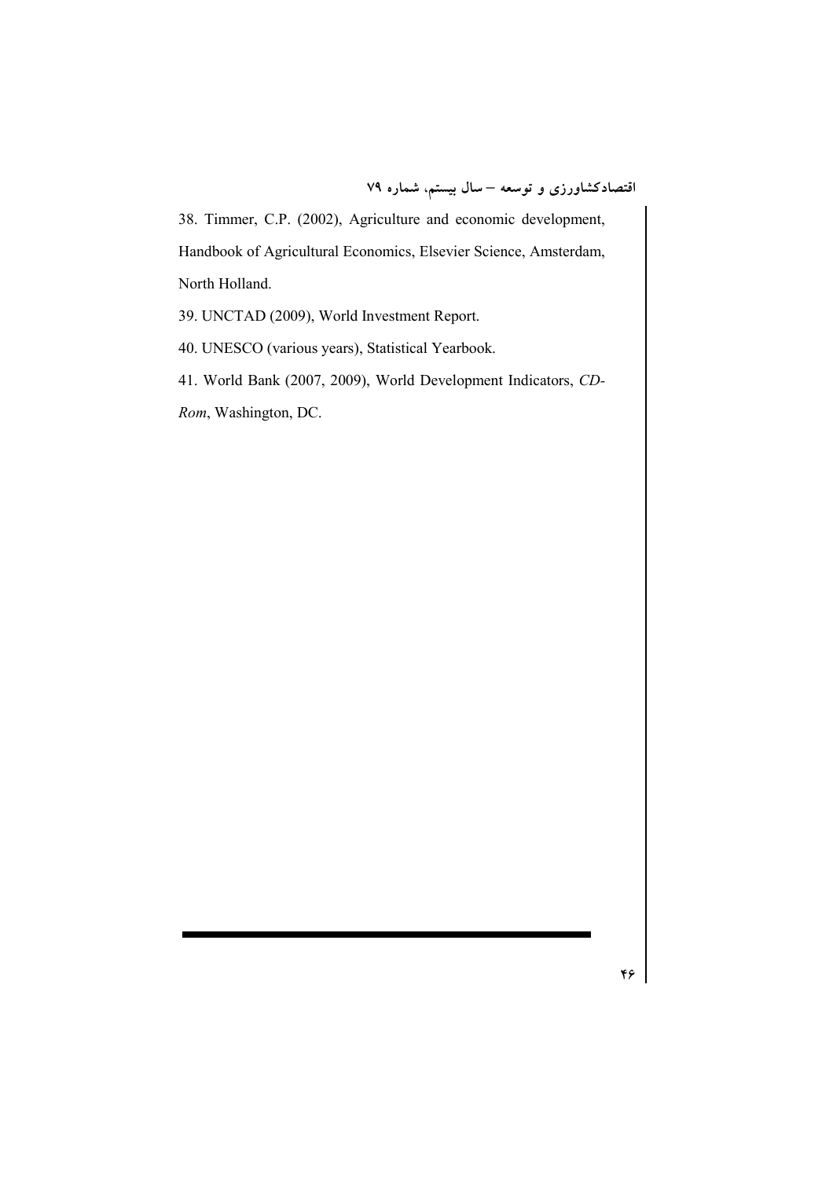38. Timmer, C.P. (2002), Agriculture and economic development, Handbook of Agricultural Economics, Elsevier Science, Amsterdam, North Holland.

39. UNCTAD (2009), World Investment Report.

40. UNESCO (various years), Statistical Yearbook.

41. World Bank (2007, 2009), World Development Indicators, *CD-Rom*, Washington, DC.